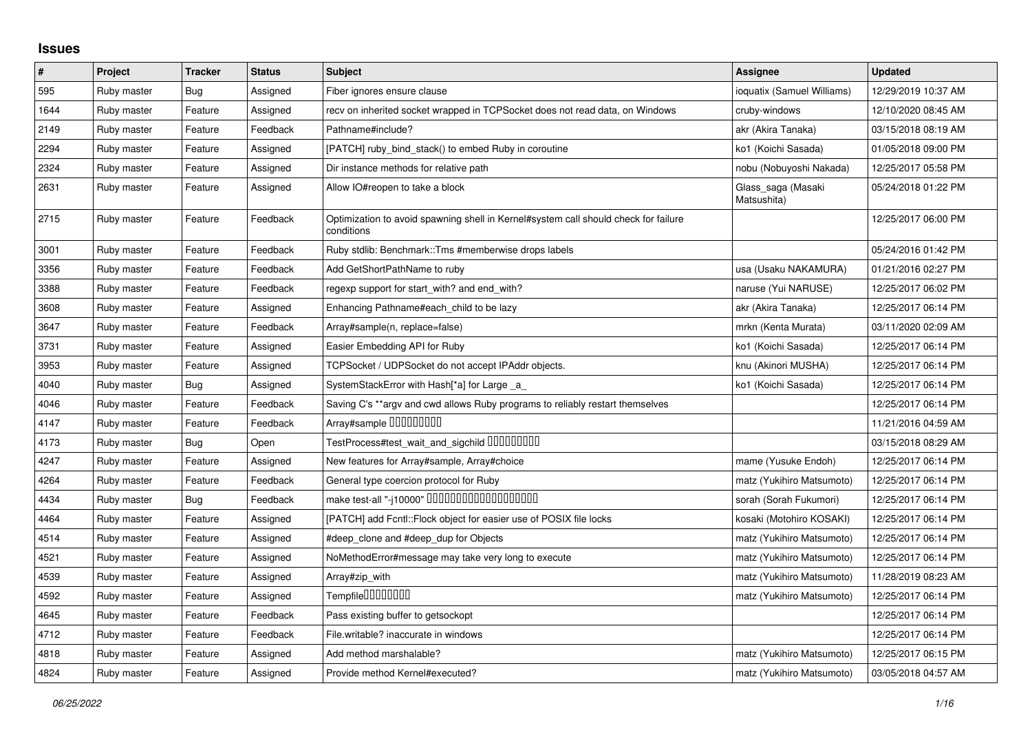## Issues

| # | Project | Tracker | Status | Subject | Assignee | Updated |
|---|---|---|---|---|---|---|
| 595 | Ruby master | Bug | Assigned | Fiber ignores ensure clause | ioquatix (Samuel Williams) | 12/29/2019 10:37 AM |
| 1644 | Ruby master | Feature | Assigned | recv on inherited socket wrapped in TCPSocket does not read data, on Windows | cruby-windows | 12/10/2020 08:45 AM |
| 2149 | Ruby master | Feature | Feedback | Pathname#include? | akr (Akira Tanaka) | 03/15/2018 08:19 AM |
| 2294 | Ruby master | Feature | Assigned | [PATCH] ruby_bind_stack() to embed Ruby in coroutine | ko1 (Koichi Sasada) | 01/05/2018 09:00 PM |
| 2324 | Ruby master | Feature | Assigned | Dir instance methods for relative path | nobu (Nobuyoshi Nakada) | 12/25/2017 05:58 PM |
| 2631 | Ruby master | Feature | Assigned | Allow IO#reopen to take a block | Glass_saga (Masaki Matsushita) | 05/24/2018 01:22 PM |
| 2715 | Ruby master | Feature | Feedback | Optimization to avoid spawning shell in Kernel#system call should check for failure conditions | | 12/25/2017 06:00 PM |
| 3001 | Ruby master | Feature | Feedback | Ruby stdlib: Benchmark::Tms #memberwise drops labels | | 05/24/2016 01:42 PM |
| 3356 | Ruby master | Feature | Feedback | Add GetShortPathName to ruby | usa (Usaku NAKAMURA) | 01/21/2016 02:27 PM |
| 3388 | Ruby master | Feature | Feedback | regexp support for start_with? and end_with? | naruse (Yui NARUSE) | 12/25/2017 06:02 PM |
| 3608 | Ruby master | Feature | Assigned | Enhancing Pathname#each_child to be lazy | akr (Akira Tanaka) | 12/25/2017 06:14 PM |
| 3647 | Ruby master | Feature | Feedback | Array#sample(n, replace=false) | mrkn (Kenta Murata) | 03/11/2020 02:09 AM |
| 3731 | Ruby master | Feature | Assigned | Easier Embedding API for Ruby | ko1 (Koichi Sasada) | 12/25/2017 06:14 PM |
| 3953 | Ruby master | Feature | Assigned | TCPSocket / UDPSocket do not accept IPAddr objects. | knu (Akinori MUSHA) | 12/25/2017 06:14 PM |
| 4040 | Ruby master | Bug | Assigned | SystemStackError with Hash[*a] for Large _a_ | ko1 (Koichi Sasada) | 12/25/2017 06:14 PM |
| 4046 | Ruby master | Feature | Feedback | Saving C's **argv and cwd allows Ruby programs to reliably restart themselves | | 12/25/2017 06:14 PM |
| 4147 | Ruby master | Feature | Feedback | Array#sample □□□□□□□□□ | | 11/21/2016 04:59 AM |
| 4173 | Ruby master | Bug | Open | TestProcess#test_wait_and_sigchild □□□□□□□□□ | | 03/15/2018 08:29 AM |
| 4247 | Ruby master | Feature | Assigned | New features for Array#sample, Array#choice | mame (Yusuke Endoh) | 12/25/2017 06:14 PM |
| 4264 | Ruby master | Feature | Feedback | General type coercion protocol for Ruby | matz (Yukihiro Matsumoto) | 12/25/2017 06:14 PM |
| 4434 | Ruby master | Bug | Feedback | make test-all "-j10000" □□□□□□□□□□□□□□□□□□□ | sorah (Sorah Fukumori) | 12/25/2017 06:14 PM |
| 4464 | Ruby master | Feature | Assigned | [PATCH] add Fcntl::Flock object for easier use of POSIX file locks | kosaki (Motohiro KOSAKI) | 12/25/2017 06:14 PM |
| 4514 | Ruby master | Feature | Assigned | #deep_clone and #deep_dup for Objects | matz (Yukihiro Matsumoto) | 12/25/2017 06:14 PM |
| 4521 | Ruby master | Feature | Assigned | NoMethodError#message may take very long to execute | matz (Yukihiro Matsumoto) | 12/25/2017 06:14 PM |
| 4539 | Ruby master | Feature | Assigned | Array#zip_with | matz (Yukihiro Matsumoto) | 11/28/2019 08:23 AM |
| 4592 | Ruby master | Feature | Assigned | Tempfile□□□□□□□□ | matz (Yukihiro Matsumoto) | 12/25/2017 06:14 PM |
| 4645 | Ruby master | Feature | Feedback | Pass existing buffer to getsockopt | | 12/25/2017 06:14 PM |
| 4712 | Ruby master | Feature | Feedback | File.writable? inaccurate in windows | | 12/25/2017 06:14 PM |
| 4818 | Ruby master | Feature | Assigned | Add method marshalable? | matz (Yukihiro Matsumoto) | 12/25/2017 06:15 PM |
| 4824 | Ruby master | Feature | Assigned | Provide method Kernel#executed? | matz (Yukihiro Matsumoto) | 03/05/2018 04:57 AM |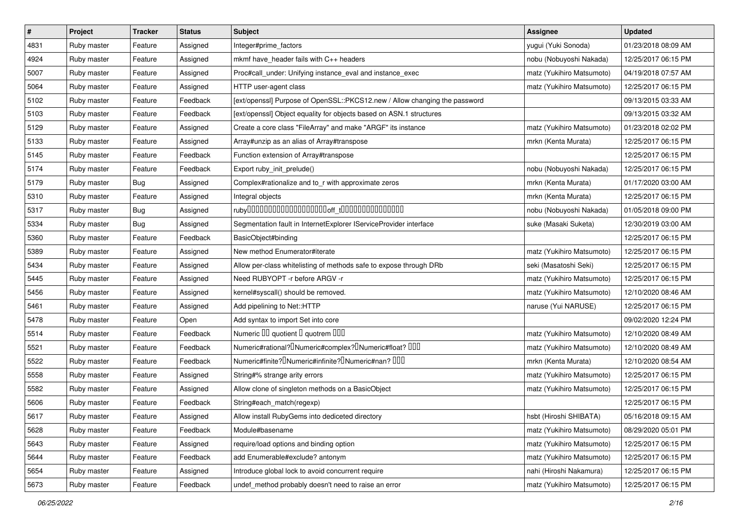| # | Project | Tracker | Status | Subject | Assignee | Updated |
|---|---|---|---|---|---|---|
| 4831 | Ruby master | Feature | Assigned | Integer#prime_factors | yugui (Yuki Sonoda) | 01/23/2018 08:09 AM |
| 4924 | Ruby master | Feature | Assigned | mkmf have_header fails with C++ headers | nobu (Nobuyoshi Nakada) | 12/25/2017 06:15 PM |
| 5007 | Ruby master | Feature | Assigned | Proc#call_under: Unifying instance_eval and instance_exec | matz (Yukihiro Matsumoto) | 04/19/2018 07:57 AM |
| 5064 | Ruby master | Feature | Assigned | HTTP user-agent class | matz (Yukihiro Matsumoto) | 12/25/2017 06:15 PM |
| 5102 | Ruby master | Feature | Feedback | [ext/openssl] Purpose of OpenSSL::PKCS12.new / Allow changing the password | | 09/13/2015 03:33 AM |
| 5103 | Ruby master | Feature | Feedback | [ext/openssl] Object equality for objects based on ASN.1 structures | | 09/13/2015 03:32 AM |
| 5129 | Ruby master | Feature | Assigned | Create a core class "FileArray" and make "ARGF" its instance | matz (Yukihiro Matsumoto) | 01/23/2018 02:02 PM |
| 5133 | Ruby master | Feature | Assigned | Array#unzip as an alias of Array#transpose | mrkn (Kenta Murata) | 12/25/2017 06:15 PM |
| 5145 | Ruby master | Feature | Feedback | Function extension of Array#transpose | | 12/25/2017 06:15 PM |
| 5174 | Ruby master | Feature | Feedback | Export ruby_init_prelude() | nobu (Nobuyoshi Nakada) | 12/25/2017 06:15 PM |
| 5179 | Ruby master | Bug | Assigned | Complex#rationalize and to_r with approximate zeros | mrkn (Kenta Murata) | 01/17/2020 03:00 AM |
| 5310 | Ruby master | Feature | Assigned | Integral objects | mrkn (Kenta Murata) | 12/25/2017 06:15 PM |
| 5317 | Ruby master | Bug | Assigned | ruby□□□□□□□□□□□□□□□□□□□□off_t□□□□□□□□□□□□□□□□ | nobu (Nobuyoshi Nakada) | 01/05/2018 09:00 PM |
| 5334 | Ruby master | Bug | Assigned | Segmentation fault in InternetExplorer IServiceProvider interface | suke (Masaki Suketa) | 12/30/2019 03:00 AM |
| 5360 | Ruby master | Feature | Feedback | BasicObject#binding | | 12/25/2017 06:15 PM |
| 5389 | Ruby master | Feature | Assigned | New method Enumerator#iterate | matz (Yukihiro Matsumoto) | 12/25/2017 06:15 PM |
| 5434 | Ruby master | Feature | Assigned | Allow per-class whitelisting of methods safe to expose through DRb | seki (Masatoshi Seki) | 12/25/2017 06:15 PM |
| 5445 | Ruby master | Feature | Assigned | Need RUBYOPT -r before ARGV -r | matz (Yukihiro Matsumoto) | 12/25/2017 06:15 PM |
| 5456 | Ruby master | Feature | Assigned | kernel#syscall() should be removed. | matz (Yukihiro Matsumoto) | 12/10/2020 08:46 AM |
| 5461 | Ruby master | Feature | Assigned | Add pipelining to Net::HTTP | naruse (Yui NARUSE) | 12/25/2017 06:15 PM |
| 5478 | Ruby master | Feature | Open | Add syntax to import Set into core | | 09/02/2020 12:24 PM |
| 5514 | Ruby master | Feature | Feedback | Numeric □□ quotient □ quotrem □□□ | matz (Yukihiro Matsumoto) | 12/10/2020 08:49 AM |
| 5521 | Ruby master | Feature | Feedback | Numeric#rational?□Numeric#complex?□Numeric#float? □□□ | matz (Yukihiro Matsumoto) | 12/10/2020 08:49 AM |
| 5522 | Ruby master | Feature | Feedback | Numeric#finite?□Numeric#infinite?□Numeric#nan? □□□ | mrkn (Kenta Murata) | 12/10/2020 08:54 AM |
| 5558 | Ruby master | Feature | Assigned | String#% strange arity errors | matz (Yukihiro Matsumoto) | 12/25/2017 06:15 PM |
| 5582 | Ruby master | Feature | Assigned | Allow clone of singleton methods on a BasicObject | matz (Yukihiro Matsumoto) | 12/25/2017 06:15 PM |
| 5606 | Ruby master | Feature | Feedback | String#each_match(regexp) | | 12/25/2017 06:15 PM |
| 5617 | Ruby master | Feature | Assigned | Allow install RubyGems into dediceted directory | hsbt (Hiroshi SHIBATA) | 05/16/2018 09:15 AM |
| 5628 | Ruby master | Feature | Feedback | Module#basename | matz (Yukihiro Matsumoto) | 08/29/2020 05:01 PM |
| 5643 | Ruby master | Feature | Assigned | require/load options and binding option | matz (Yukihiro Matsumoto) | 12/25/2017 06:15 PM |
| 5644 | Ruby master | Feature | Feedback | add Enumerable#exclude? antonym | matz (Yukihiro Matsumoto) | 12/25/2017 06:15 PM |
| 5654 | Ruby master | Feature | Assigned | Introduce global lock to avoid concurrent require | nahi (Hiroshi Nakamura) | 12/25/2017 06:15 PM |
| 5673 | Ruby master | Feature | Feedback | undef_method probably doesn't need to raise an error | matz (Yukihiro Matsumoto) | 12/25/2017 06:15 PM |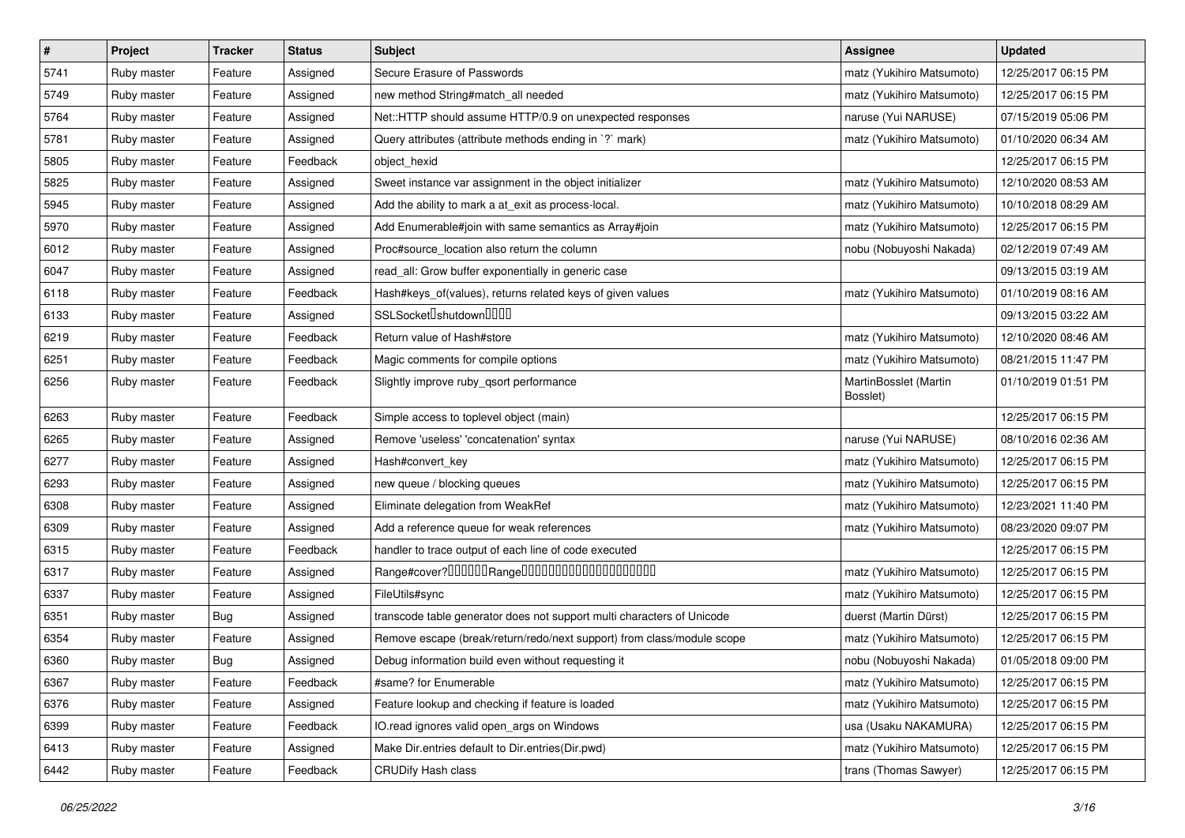| # | Project | Tracker | Status | Subject | Assignee | Updated |
|---|---|---|---|---|---|---|
| 5741 | Ruby master | Feature | Assigned | Secure Erasure of Passwords | matz (Yukihiro Matsumoto) | 12/25/2017 06:15 PM |
| 5749 | Ruby master | Feature | Assigned | new method String#match_all needed | matz (Yukihiro Matsumoto) | 12/25/2017 06:15 PM |
| 5764 | Ruby master | Feature | Assigned | Net::HTTP should assume HTTP/0.9 on unexpected responses | naruse (Yui NARUSE) | 07/15/2019 05:06 PM |
| 5781 | Ruby master | Feature | Assigned | Query attributes (attribute methods ending in `?` mark) | matz (Yukihiro Matsumoto) | 01/10/2020 06:34 AM |
| 5805 | Ruby master | Feature | Feedback | object_hexid | | 12/25/2017 06:15 PM |
| 5825 | Ruby master | Feature | Assigned | Sweet instance var assignment in the object initializer | matz (Yukihiro Matsumoto) | 12/10/2020 08:53 AM |
| 5945 | Ruby master | Feature | Assigned | Add the ability to mark a at_exit as process-local. | matz (Yukihiro Matsumoto) | 10/10/2018 08:29 AM |
| 5970 | Ruby master | Feature | Assigned | Add Enumerable#join with same semantics as Array#join | matz (Yukihiro Matsumoto) | 12/25/2017 06:15 PM |
| 6012 | Ruby master | Feature | Assigned | Proc#source_location also return the column | nobu (Nobuyoshi Nakada) | 02/12/2019 07:49 AM |
| 6047 | Ruby master | Feature | Assigned | read_all: Grow buffer exponentially in generic case | | 09/13/2015 03:19 AM |
| 6118 | Ruby master | Feature | Feedback | Hash#keys_of(values), returns related keys of given values | matz (Yukihiro Matsumoto) | 01/10/2019 08:16 AM |
| 6133 | Ruby master | Feature | Assigned | SSLSocket�shutdown���� | | 09/13/2015 03:22 AM |
| 6219 | Ruby master | Feature | Feedback | Return value of Hash#store | matz (Yukihiro Matsumoto) | 12/10/2020 08:46 AM |
| 6251 | Ruby master | Feature | Feedback | Magic comments for compile options | matz (Yukihiro Matsumoto) | 08/21/2015 11:47 PM |
| 6256 | Ruby master | Feature | Feedback | Slightly improve ruby_qsort performance | MartinBosslet (Martin Bosslet) | 01/10/2019 01:51 PM |
| 6263 | Ruby master | Feature | Feedback | Simple access to toplevel object (main) | | 12/25/2017 06:15 PM |
| 6265 | Ruby master | Feature | Assigned | Remove 'useless' 'concatenation' syntax | naruse (Yui NARUSE) | 08/10/2016 02:36 AM |
| 6277 | Ruby master | Feature | Assigned | Hash#convert_key | matz (Yukihiro Matsumoto) | 12/25/2017 06:15 PM |
| 6293 | Ruby master | Feature | Assigned | new queue / blocking queues | matz (Yukihiro Matsumoto) | 12/25/2017 06:15 PM |
| 6308 | Ruby master | Feature | Assigned | Eliminate delegation from WeakRef | matz (Yukihiro Matsumoto) | 12/23/2021 11:40 PM |
| 6309 | Ruby master | Feature | Assigned | Add a reference queue for weak references | matz (Yukihiro Matsumoto) | 08/23/2020 09:07 PM |
| 6315 | Ruby master | Feature | Feedback | handler to trace output of each line of code executed | | 12/25/2017 06:15 PM |
| 6317 | Ruby master | Feature | Assigned | Range#cover?������Range��������������������� | matz (Yukihiro Matsumoto) | 12/25/2017 06:15 PM |
| 6337 | Ruby master | Feature | Assigned | FileUtils#sync | matz (Yukihiro Matsumoto) | 12/25/2017 06:15 PM |
| 6351 | Ruby master | Bug | Assigned | transcode table generator does not support multi characters of Unicode | duerst (Martin Dürst) | 12/25/2017 06:15 PM |
| 6354 | Ruby master | Feature | Assigned | Remove escape (break/return/redo/next support) from class/module scope | matz (Yukihiro Matsumoto) | 12/25/2017 06:15 PM |
| 6360 | Ruby master | Bug | Assigned | Debug information build even without requesting it | nobu (Nobuyoshi Nakada) | 01/05/2018 09:00 PM |
| 6367 | Ruby master | Feature | Feedback | #same? for Enumerable | matz (Yukihiro Matsumoto) | 12/25/2017 06:15 PM |
| 6376 | Ruby master | Feature | Assigned | Feature lookup and checking if feature is loaded | matz (Yukihiro Matsumoto) | 12/25/2017 06:15 PM |
| 6399 | Ruby master | Feature | Feedback | IO.read ignores valid open_args on Windows | usa (Usaku NAKAMURA) | 12/25/2017 06:15 PM |
| 6413 | Ruby master | Feature | Assigned | Make Dir.entries default to Dir.entries(Dir.pwd) | matz (Yukihiro Matsumoto) | 12/25/2017 06:15 PM |
| 6442 | Ruby master | Feature | Feedback | CRUDify Hash class | trans (Thomas Sawyer) | 12/25/2017 06:15 PM |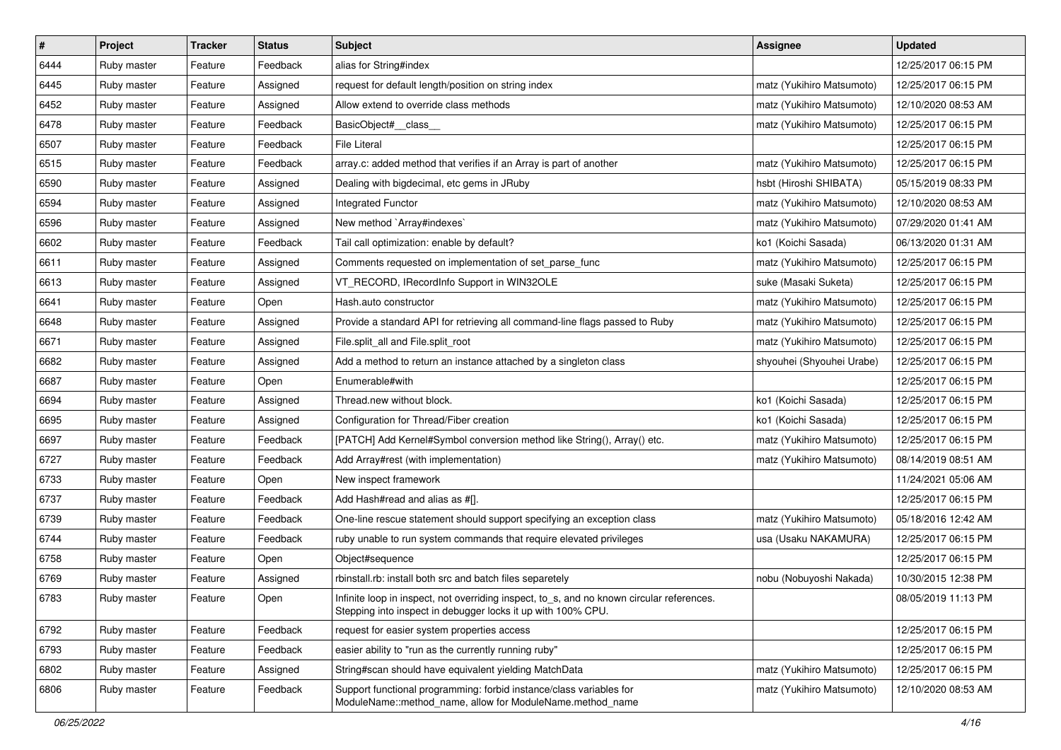| # | Project | Tracker | Status | Subject | Assignee | Updated |
|---|---|---|---|---|---|---|
| 6444 | Ruby master | Feature | Feedback | alias for String#index | | 12/25/2017 06:15 PM |
| 6445 | Ruby master | Feature | Assigned | request for default length/position on string index | matz (Yukihiro Matsumoto) | 12/25/2017 06:15 PM |
| 6452 | Ruby master | Feature | Assigned | Allow extend to override class methods | matz (Yukihiro Matsumoto) | 12/10/2020 08:53 AM |
| 6478 | Ruby master | Feature | Feedback | BasicObject#__class__ | matz (Yukihiro Matsumoto) | 12/25/2017 06:15 PM |
| 6507 | Ruby master | Feature | Feedback | File Literal | | 12/25/2017 06:15 PM |
| 6515 | Ruby master | Feature | Feedback | array.c: added method that verifies if an Array is part of another | matz (Yukihiro Matsumoto) | 12/25/2017 06:15 PM |
| 6590 | Ruby master | Feature | Assigned | Dealing with bigdecimal, etc gems in JRuby | hsbt (Hiroshi SHIBATA) | 05/15/2019 08:33 PM |
| 6594 | Ruby master | Feature | Assigned | Integrated Functor | matz (Yukihiro Matsumoto) | 12/10/2020 08:53 AM |
| 6596 | Ruby master | Feature | Assigned | New method `Array#indexes` | matz (Yukihiro Matsumoto) | 07/29/2020 01:41 AM |
| 6602 | Ruby master | Feature | Feedback | Tail call optimization: enable by default? | ko1 (Koichi Sasada) | 06/13/2020 01:31 AM |
| 6611 | Ruby master | Feature | Assigned | Comments requested on implementation of set_parse_func | matz (Yukihiro Matsumoto) | 12/25/2017 06:15 PM |
| 6613 | Ruby master | Feature | Assigned | VT_RECORD, IRecordInfo Support in WIN32OLE | suke (Masaki Suketa) | 12/25/2017 06:15 PM |
| 6641 | Ruby master | Feature | Open | Hash.auto constructor | matz (Yukihiro Matsumoto) | 12/25/2017 06:15 PM |
| 6648 | Ruby master | Feature | Assigned | Provide a standard API for retrieving all command-line flags passed to Ruby | matz (Yukihiro Matsumoto) | 12/25/2017 06:15 PM |
| 6671 | Ruby master | Feature | Assigned | File.split_all and File.split_root | matz (Yukihiro Matsumoto) | 12/25/2017 06:15 PM |
| 6682 | Ruby master | Feature | Assigned | Add a method to return an instance attached by a singleton class | shyouhei (Shyouhei Urabe) | 12/25/2017 06:15 PM |
| 6687 | Ruby master | Feature | Open | Enumerable#with | | 12/25/2017 06:15 PM |
| 6694 | Ruby master | Feature | Assigned | Thread.new without block. | ko1 (Koichi Sasada) | 12/25/2017 06:15 PM |
| 6695 | Ruby master | Feature | Assigned | Configuration for Thread/Fiber creation | ko1 (Koichi Sasada) | 12/25/2017 06:15 PM |
| 6697 | Ruby master | Feature | Feedback | [PATCH] Add Kernel#Symbol conversion method like String(), Array() etc. | matz (Yukihiro Matsumoto) | 12/25/2017 06:15 PM |
| 6727 | Ruby master | Feature | Feedback | Add Array#rest (with implementation) | matz (Yukihiro Matsumoto) | 08/14/2019 08:51 AM |
| 6733 | Ruby master | Feature | Open | New inspect framework | | 11/24/2021 05:06 AM |
| 6737 | Ruby master | Feature | Feedback | Add Hash#read and alias as #[]. | | 12/25/2017 06:15 PM |
| 6739 | Ruby master | Feature | Feedback | One-line rescue statement should support specifying an exception class | matz (Yukihiro Matsumoto) | 05/18/2016 12:42 AM |
| 6744 | Ruby master | Feature | Feedback | ruby unable to run system commands that require elevated privileges | usa (Usaku NAKAMURA) | 12/25/2017 06:15 PM |
| 6758 | Ruby master | Feature | Open | Object#sequence | | 12/25/2017 06:15 PM |
| 6769 | Ruby master | Feature | Assigned | rbinstall.rb: install both src and batch files separetely | nobu (Nobuyoshi Nakada) | 10/30/2015 12:38 PM |
| 6783 | Ruby master | Feature | Open | Infinite loop in inspect, not overriding inspect, to_s, and no known circular references. Stepping into inspect in debugger locks it up with 100% CPU. | | 08/05/2019 11:13 PM |
| 6792 | Ruby master | Feature | Feedback | request for easier system properties access | | 12/25/2017 06:15 PM |
| 6793 | Ruby master | Feature | Feedback | easier ability to "run as the currently running ruby" | | 12/25/2017 06:15 PM |
| 6802 | Ruby master | Feature | Assigned | String#scan should have equivalent yielding MatchData | matz (Yukihiro Matsumoto) | 12/25/2017 06:15 PM |
| 6806 | Ruby master | Feature | Feedback | Support functional programming: forbid instance/class variables for ModuleName::method_name, allow for ModuleName.method_name | matz (Yukihiro Matsumoto) | 12/10/2020 08:53 AM |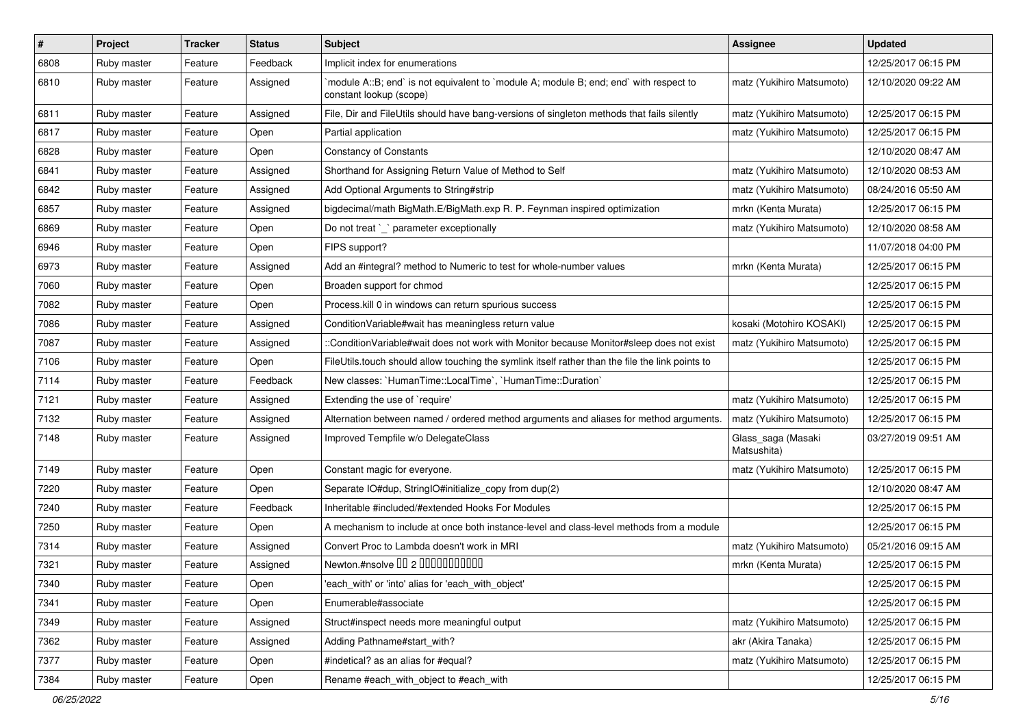| # | Project | Tracker | Status | Subject | Assignee | Updated |
|---|---|---|---|---|---|---|
| 6808 | Ruby master | Feature | Feedback | Implicit index for enumerations | | 12/25/2017 06:15 PM |
| 6810 | Ruby master | Feature | Assigned | `module A::B; end` is not equivalent to `module A; module B; end; end` with respect to constant lookup (scope) | matz (Yukihiro Matsumoto) | 12/10/2020 09:22 AM |
| 6811 | Ruby master | Feature | Assigned | File, Dir and FileUtils should have bang-versions of singleton methods that fails silently | matz (Yukihiro Matsumoto) | 12/25/2017 06:15 PM |
| 6817 | Ruby master | Feature | Open | Partial application | matz (Yukihiro Matsumoto) | 12/25/2017 06:15 PM |
| 6828 | Ruby master | Feature | Open | Constancy of Constants | | 12/10/2020 08:47 AM |
| 6841 | Ruby master | Feature | Assigned | Shorthand for Assigning Return Value of Method to Self | matz (Yukihiro Matsumoto) | 12/10/2020 08:53 AM |
| 6842 | Ruby master | Feature | Assigned | Add Optional Arguments to String#strip | matz (Yukihiro Matsumoto) | 08/24/2016 05:50 AM |
| 6857 | Ruby master | Feature | Assigned | bigdecimal/math BigMath.E/BigMath.exp R. P. Feynman inspired optimization | mrkn (Kenta Murata) | 12/25/2017 06:15 PM |
| 6869 | Ruby master | Feature | Open | Do not treat `_` parameter exceptionally | matz (Yukihiro Matsumoto) | 12/10/2020 08:58 AM |
| 6946 | Ruby master | Feature | Open | FIPS support? | | 11/07/2018 04:00 PM |
| 6973 | Ruby master | Feature | Assigned | Add an #integral? method to Numeric to test for whole-number values | mrkn (Kenta Murata) | 12/25/2017 06:15 PM |
| 7060 | Ruby master | Feature | Open | Broaden support for chmod | | 12/25/2017 06:15 PM |
| 7082 | Ruby master | Feature | Open | Process.kill 0 in windows can return spurious success | | 12/25/2017 06:15 PM |
| 7086 | Ruby master | Feature | Assigned | ConditionVariable#wait has meaningless return value | kosaki (Motohiro KOSAKI) | 12/25/2017 06:15 PM |
| 7087 | Ruby master | Feature | Assigned | ::ConditionVariable#wait does not work with Monitor because Monitor#sleep does not exist | matz (Yukihiro Matsumoto) | 12/25/2017 06:15 PM |
| 7106 | Ruby master | Feature | Open | FileUtils.touch should allow touching the symlink itself rather than the file the link points to | | 12/25/2017 06:15 PM |
| 7114 | Ruby master | Feature | Feedback | New classes: `HumanTime::LocalTime`, `HumanTime::Duration` | | 12/25/2017 06:15 PM |
| 7121 | Ruby master | Feature | Assigned | Extending the use of `require' | matz (Yukihiro Matsumoto) | 12/25/2017 06:15 PM |
| 7132 | Ruby master | Feature | Assigned | Alternation between named / ordered method arguments and aliases for method arguments. | matz (Yukihiro Matsumoto) | 12/25/2017 06:15 PM |
| 7148 | Ruby master | Feature | Assigned | Improved Tempfile w/o DelegateClass | Glass_saga (Masaki Matsushita) | 03/27/2019 09:51 AM |
| 7149 | Ruby master | Feature | Open | Constant magic for everyone. | matz (Yukihiro Matsumoto) | 12/25/2017 06:15 PM |
| 7220 | Ruby master | Feature | Open | Separate IO#dup, StringIO#initialize_copy from dup(2) | | 12/10/2020 08:47 AM |
| 7240 | Ruby master | Feature | Feedback | Inheritable #included/#extended Hooks For Modules | | 12/25/2017 06:15 PM |
| 7250 | Ruby master | Feature | Open | A mechanism to include at once both instance-level and class-level methods from a module | | 12/25/2017 06:15 PM |
| 7314 | Ruby master | Feature | Assigned | Convert Proc to Lambda doesn't work in MRI | matz (Yukihiro Matsumoto) | 05/21/2016 09:15 AM |
| 7321 | Ruby master | Feature | Assigned | Newton.#nsolve □□ 2 □□□□□□□□□□□ | mrkn (Kenta Murata) | 12/25/2017 06:15 PM |
| 7340 | Ruby master | Feature | Open | 'each_with' or 'into' alias for 'each_with_object' | | 12/25/2017 06:15 PM |
| 7341 | Ruby master | Feature | Open | Enumerable#associate | | 12/25/2017 06:15 PM |
| 7349 | Ruby master | Feature | Assigned | Struct#inspect needs more meaningful output | matz (Yukihiro Matsumoto) | 12/25/2017 06:15 PM |
| 7362 | Ruby master | Feature | Assigned | Adding Pathname#start_with? | akr (Akira Tanaka) | 12/25/2017 06:15 PM |
| 7377 | Ruby master | Feature | Open | #indetical? as an alias for #equal? | matz (Yukihiro Matsumoto) | 12/25/2017 06:15 PM |
| 7384 | Ruby master | Feature | Open | Rename #each_with_object to #each_with | | 12/25/2017 06:15 PM |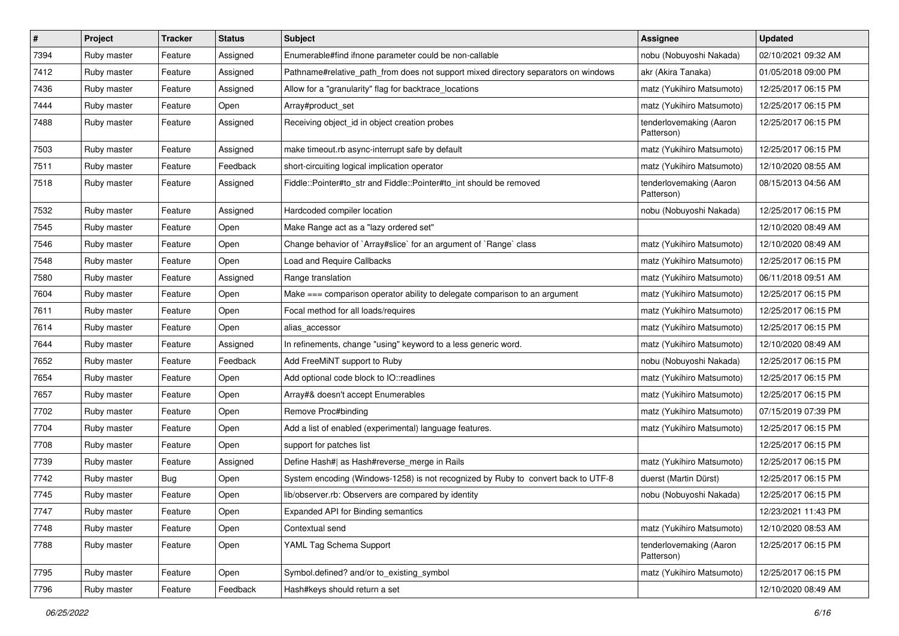| # | Project | Tracker | Status | Subject | Assignee | Updated |
|---|---|---|---|---|---|---|
| 7394 | Ruby master | Feature | Assigned | Enumerable#find ifnone parameter could be non-callable | nobu (Nobuyoshi Nakada) | 02/10/2021 09:32 AM |
| 7412 | Ruby master | Feature | Assigned | Pathname#relative_path_from does not support mixed directory separators on windows | akr (Akira Tanaka) | 01/05/2018 09:00 PM |
| 7436 | Ruby master | Feature | Assigned | Allow for a "granularity" flag for backtrace_locations | matz (Yukihiro Matsumoto) | 12/25/2017 06:15 PM |
| 7444 | Ruby master | Feature | Open | Array#product_set | matz (Yukihiro Matsumoto) | 12/25/2017 06:15 PM |
| 7488 | Ruby master | Feature | Assigned | Receiving object_id in object creation probes | tenderlovemaking (Aaron Patterson) | 12/25/2017 06:15 PM |
| 7503 | Ruby master | Feature | Assigned | make timeout.rb async-interrupt safe by default | matz (Yukihiro Matsumoto) | 12/25/2017 06:15 PM |
| 7511 | Ruby master | Feature | Feedback | short-circuiting logical implication operator | matz (Yukihiro Matsumoto) | 12/10/2020 08:55 AM |
| 7518 | Ruby master | Feature | Assigned | Fiddle::Pointer#to_str and Fiddle::Pointer#to_int should be removed | tenderlovemaking (Aaron Patterson) | 08/15/2013 04:56 AM |
| 7532 | Ruby master | Feature | Assigned | Hardcoded compiler location | nobu (Nobuyoshi Nakada) | 12/25/2017 06:15 PM |
| 7545 | Ruby master | Feature | Open | Make Range act as a "lazy ordered set" | | 12/10/2020 08:49 AM |
| 7546 | Ruby master | Feature | Open | Change behavior of `Array#slice` for an argument of `Range` class | matz (Yukihiro Matsumoto) | 12/10/2020 08:49 AM |
| 7548 | Ruby master | Feature | Open | Load and Require Callbacks | matz (Yukihiro Matsumoto) | 12/25/2017 06:15 PM |
| 7580 | Ruby master | Feature | Assigned | Range translation | matz (Yukihiro Matsumoto) | 06/11/2018 09:51 AM |
| 7604 | Ruby master | Feature | Open | Make === comparison operator ability to delegate comparison to an argument | matz (Yukihiro Matsumoto) | 12/25/2017 06:15 PM |
| 7611 | Ruby master | Feature | Open | Focal method for all loads/requires | matz (Yukihiro Matsumoto) | 12/25/2017 06:15 PM |
| 7614 | Ruby master | Feature | Open | alias_accessor | matz (Yukihiro Matsumoto) | 12/25/2017 06:15 PM |
| 7644 | Ruby master | Feature | Assigned | In refinements, change "using" keyword to a less generic word. | matz (Yukihiro Matsumoto) | 12/10/2020 08:49 AM |
| 7652 | Ruby master | Feature | Feedback | Add FreeMiNT support to Ruby | nobu (Nobuyoshi Nakada) | 12/25/2017 06:15 PM |
| 7654 | Ruby master | Feature | Open | Add optional code block to IO::readlines | matz (Yukihiro Matsumoto) | 12/25/2017 06:15 PM |
| 7657 | Ruby master | Feature | Open | Array#& doesn't accept Enumerables | matz (Yukihiro Matsumoto) | 12/25/2017 06:15 PM |
| 7702 | Ruby master | Feature | Open | Remove Proc#binding | matz (Yukihiro Matsumoto) | 07/15/2019 07:39 PM |
| 7704 | Ruby master | Feature | Open | Add a list of enabled (experimental) language features. | matz (Yukihiro Matsumoto) | 12/25/2017 06:15 PM |
| 7708 | Ruby master | Feature | Open | support for patches list | | 12/25/2017 06:15 PM |
| 7739 | Ruby master | Feature | Assigned | Define Hash#\| as Hash#reverse_merge in Rails | matz (Yukihiro Matsumoto) | 12/25/2017 06:15 PM |
| 7742 | Ruby master | Bug | Open | System encoding (Windows-1258) is not recognized by Ruby to convert back to UTF-8 | duerst (Martin Dürst) | 12/25/2017 06:15 PM |
| 7745 | Ruby master | Feature | Open | lib/observer.rb: Observers are compared by identity | nobu (Nobuyoshi Nakada) | 12/25/2017 06:15 PM |
| 7747 | Ruby master | Feature | Open | Expanded API for Binding semantics | | 12/23/2021 11:43 PM |
| 7748 | Ruby master | Feature | Open | Contextual send | matz (Yukihiro Matsumoto) | 12/10/2020 08:53 AM |
| 7788 | Ruby master | Feature | Open | YAML Tag Schema Support | tenderlovemaking (Aaron Patterson) | 12/25/2017 06:15 PM |
| 7795 | Ruby master | Feature | Open | Symbol.defined? and/or to_existing_symbol | matz (Yukihiro Matsumoto) | 12/25/2017 06:15 PM |
| 7796 | Ruby master | Feature | Feedback | Hash#keys should return a set | | 12/10/2020 08:49 AM |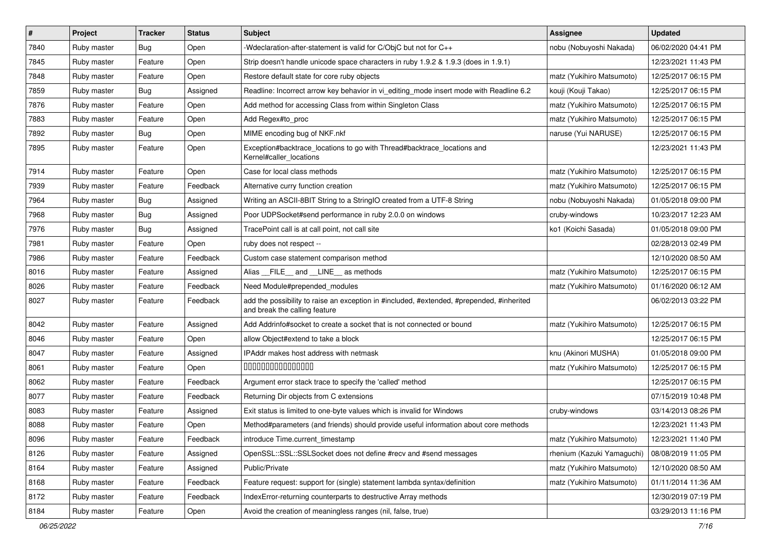| # | Project | Tracker | Status | Subject | Assignee | Updated |
|---|---|---|---|---|---|---|
| 7840 | Ruby master | Bug | Open | -Wdeclaration-after-statement is valid for C/ObjC but not for C++ | nobu (Nobuyoshi Nakada) | 06/02/2020 04:41 PM |
| 7845 | Ruby master | Feature | Open | Strip doesn't handle unicode space characters in ruby 1.9.2 & 1.9.3 (does in 1.9.1) | | 12/23/2021 11:43 PM |
| 7848 | Ruby master | Feature | Open | Restore default state for core ruby objects | matz (Yukihiro Matsumoto) | 12/25/2017 06:15 PM |
| 7859 | Ruby master | Bug | Assigned | Readline: Incorrect arrow key behavior in vi_editing_mode insert mode with Readline 6.2 | kouji (Kouji Takao) | 12/25/2017 06:15 PM |
| 7876 | Ruby master | Feature | Open | Add method for accessing Class from within Singleton Class | matz (Yukihiro Matsumoto) | 12/25/2017 06:15 PM |
| 7883 | Ruby master | Feature | Open | Add Regex#to_proc | matz (Yukihiro Matsumoto) | 12/25/2017 06:15 PM |
| 7892 | Ruby master | Bug | Open | MIME encoding bug of NKF.nkf | naruse (Yui NARUSE) | 12/25/2017 06:15 PM |
| 7895 | Ruby master | Feature | Open | Exception#backtrace_locations to go with Thread#backtrace_locations and Kernel#caller_locations | | 12/23/2021 11:43 PM |
| 7914 | Ruby master | Feature | Open | Case for local class methods | matz (Yukihiro Matsumoto) | 12/25/2017 06:15 PM |
| 7939 | Ruby master | Feature | Feedback | Alternative curry function creation | matz (Yukihiro Matsumoto) | 12/25/2017 06:15 PM |
| 7964 | Ruby master | Bug | Assigned | Writing an ASCII-8BIT String to a StringIO created from a UTF-8 String | nobu (Nobuyoshi Nakada) | 01/05/2018 09:00 PM |
| 7968 | Ruby master | Bug | Assigned | Poor UDPSocket#send performance in ruby 2.0.0 on windows | cruby-windows | 10/23/2017 12:23 AM |
| 7976 | Ruby master | Bug | Assigned | TracePoint call is at call point, not call site | ko1 (Koichi Sasada) | 01/05/2018 09:00 PM |
| 7981 | Ruby master | Feature | Open | ruby does not respect -- | | 02/28/2013 02:49 PM |
| 7986 | Ruby master | Feature | Feedback | Custom case statement comparison method | | 12/10/2020 08:50 AM |
| 8016 | Ruby master | Feature | Assigned | Alias __FILE__ and __LINE__ as methods | matz (Yukihiro Matsumoto) | 12/25/2017 06:15 PM |
| 8026 | Ruby master | Feature | Feedback | Need Module#prepended_modules | matz (Yukihiro Matsumoto) | 01/16/2020 06:12 AM |
| 8027 | Ruby master | Feature | Feedback | add the possibility to raise an exception in #included, #extended, #prepended, #inherited and break the calling feature | | 06/02/2013 03:22 PM |
| 8042 | Ruby master | Feature | Assigned | Add Addrinfo#socket to create a socket that is not connected or bound | matz (Yukihiro Matsumoto) | 12/25/2017 06:15 PM |
| 8046 | Ruby master | Feature | Open | allow Object#extend to take a block | | 12/25/2017 06:15 PM |
| 8047 | Ruby master | Feature | Assigned | IPAddr makes host address with netmask | knu (Akinori MUSHA) | 01/05/2018 09:00 PM |
| 8061 | Ruby master | Feature | Open | 0000000000000000 | matz (Yukihiro Matsumoto) | 12/25/2017 06:15 PM |
| 8062 | Ruby master | Feature | Feedback | Argument error stack trace to specify the 'called' method | | 12/25/2017 06:15 PM |
| 8077 | Ruby master | Feature | Feedback | Returning Dir objects from C extensions | | 07/15/2019 10:48 PM |
| 8083 | Ruby master | Feature | Assigned | Exit status is limited to one-byte values which is invalid for Windows | cruby-windows | 03/14/2013 08:26 PM |
| 8088 | Ruby master | Feature | Open | Method#parameters (and friends) should provide useful information about core methods | | 12/23/2021 11:43 PM |
| 8096 | Ruby master | Feature | Feedback | introduce Time.current_timestamp | matz (Yukihiro Matsumoto) | 12/23/2021 11:40 PM |
| 8126 | Ruby master | Feature | Assigned | OpenSSL::SSL::SSLSocket does not define #recv and #send messages | rhenium (Kazuki Yamaguchi) | 08/08/2019 11:05 PM |
| 8164 | Ruby master | Feature | Assigned | Public/Private | matz (Yukihiro Matsumoto) | 12/10/2020 08:50 AM |
| 8168 | Ruby master | Feature | Feedback | Feature request: support for (single) statement lambda syntax/definition | matz (Yukihiro Matsumoto) | 01/11/2014 11:36 AM |
| 8172 | Ruby master | Feature | Feedback | IndexError-returning counterparts to destructive Array methods | | 12/30/2019 07:19 PM |
| 8184 | Ruby master | Feature | Open | Avoid the creation of meaningless ranges (nil, false, true) | | 03/29/2013 11:16 PM |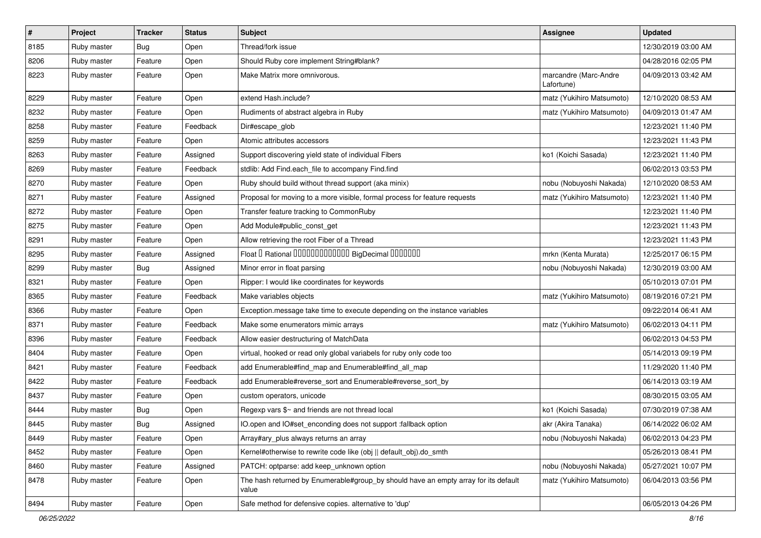| # | Project | Tracker | Status | Subject | Assignee | Updated |
|---|---|---|---|---|---|---|
| 8185 | Ruby master | Bug | Open | Thread/fork issue | | 12/30/2019 03:00 AM |
| 8206 | Ruby master | Feature | Open | Should Ruby core implement String#blank? | | 04/28/2016 02:05 PM |
| 8223 | Ruby master | Feature | Open | Make Matrix more omnivorous. | marcandre (Marc-Andre Lafortune) | 04/09/2013 03:42 AM |
| 8229 | Ruby master | Feature | Open | extend Hash.include? | matz (Yukihiro Matsumoto) | 12/10/2020 08:53 AM |
| 8232 | Ruby master | Feature | Open | Rudiments of abstract algebra in Ruby | matz (Yukihiro Matsumoto) | 04/09/2013 01:47 AM |
| 8258 | Ruby master | Feature | Feedback | Dir#escape_glob | | 12/23/2021 11:40 PM |
| 8259 | Ruby master | Feature | Open | Atomic attributes accessors | | 12/23/2021 11:43 PM |
| 8263 | Ruby master | Feature | Assigned | Support discovering yield state of individual Fibers | ko1 (Koichi Sasada) | 12/23/2021 11:40 PM |
| 8269 | Ruby master | Feature | Feedback | stdlib: Add Find.each_file to accompany Find.find | | 06/02/2013 03:53 PM |
| 8270 | Ruby master | Feature | Open | Ruby should build without thread support (aka minix) | nobu (Nobuyoshi Nakada) | 12/10/2020 08:53 AM |
| 8271 | Ruby master | Feature | Assigned | Proposal for moving to a more visible, formal process for feature requests | matz (Yukihiro Matsumoto) | 12/23/2021 11:40 PM |
| 8272 | Ruby master | Feature | Open | Transfer feature tracking to CommonRuby | | 12/23/2021 11:40 PM |
| 8275 | Ruby master | Feature | Open | Add Module#public_const_get | | 12/23/2021 11:43 PM |
| 8291 | Ruby master | Feature | Open | Allow retrieving the root Fiber of a Thread | | 12/23/2021 11:43 PM |
| 8295 | Ruby master | Feature | Assigned | Float  Rational  BigDecimal  | mrkn (Kenta Murata) | 12/25/2017 06:15 PM |
| 8299 | Ruby master | Bug | Assigned | Minor error in float parsing | nobu (Nobuyoshi Nakada) | 12/30/2019 03:00 AM |
| 8321 | Ruby master | Feature | Open | Ripper: I would like coordinates for keywords | | 05/10/2013 07:01 PM |
| 8365 | Ruby master | Feature | Feedback | Make variables objects | matz (Yukihiro Matsumoto) | 08/19/2016 07:21 PM |
| 8366 | Ruby master | Feature | Open | Exception.message take time to execute depending on the instance variables | | 09/22/2014 06:41 AM |
| 8371 | Ruby master | Feature | Feedback | Make some enumerators mimic arrays | matz (Yukihiro Matsumoto) | 06/02/2013 04:11 PM |
| 8396 | Ruby master | Feature | Feedback | Allow easier destructuring of MatchData | | 06/02/2013 04:53 PM |
| 8404 | Ruby master | Feature | Open | virtual, hooked or read only global variabels for ruby only code too | | 05/14/2013 09:19 PM |
| 8421 | Ruby master | Feature | Feedback | add Enumerable#find_map and Enumerable#find_all_map | | 11/29/2020 11:40 PM |
| 8422 | Ruby master | Feature | Feedback | add Enumerable#reverse_sort and Enumerable#reverse_sort_by | | 06/14/2013 03:19 AM |
| 8437 | Ruby master | Feature | Open | custom operators, unicode | | 08/30/2015 03:05 AM |
| 8444 | Ruby master | Bug | Open | Regexp vars $~ and friends are not thread local | ko1 (Koichi Sasada) | 07/30/2019 07:38 AM |
| 8445 | Ruby master | Bug | Assigned | IO.open and IO#set_enconding does not support :fallback option | akr (Akira Tanaka) | 06/14/2022 06:02 AM |
| 8449 | Ruby master | Feature | Open | Array#ary_plus always returns an array | nobu (Nobuyoshi Nakada) | 06/02/2013 04:23 PM |
| 8452 | Ruby master | Feature | Open | Kernel#otherwise to rewrite code like (obj \|\| default_obj).do_smth | | 05/26/2013 08:41 PM |
| 8460 | Ruby master | Feature | Assigned | PATCH: optparse: add keep_unknown option | nobu (Nobuyoshi Nakada) | 05/27/2021 10:07 PM |
| 8478 | Ruby master | Feature | Open | The hash returned by Enumerable#group_by should have an empty array for its default value | matz (Yukihiro Matsumoto) | 06/04/2013 03:56 PM |
| 8494 | Ruby master | Feature | Open | Safe method for defensive copies. alternative to 'dup' | | 06/05/2013 04:26 PM |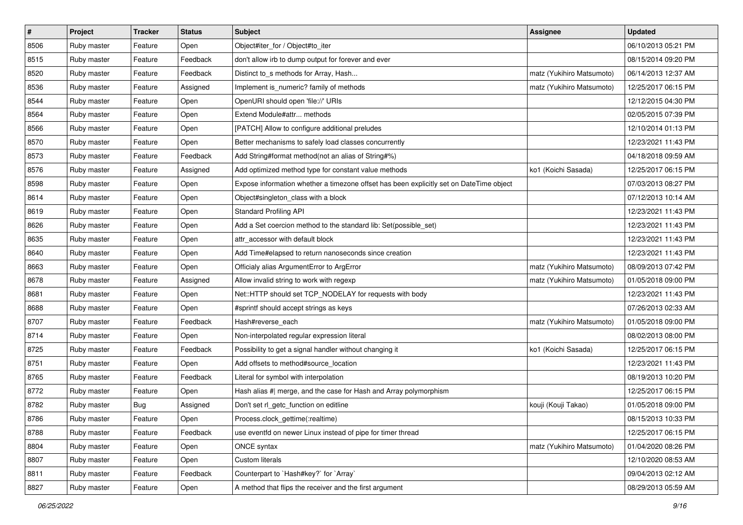| # | Project | Tracker | Status | Subject | Assignee | Updated |
|---|---|---|---|---|---|---|
| 8506 | Ruby master | Feature | Open | Object#iter_for / Object#to_iter | | 06/10/2013 05:21 PM |
| 8515 | Ruby master | Feature | Feedback | don't allow irb to dump output for forever and ever | | 08/15/2014 09:20 PM |
| 8520 | Ruby master | Feature | Feedback | Distinct to_s methods for Array, Hash... | matz (Yukihiro Matsumoto) | 06/14/2013 12:37 AM |
| 8536 | Ruby master | Feature | Assigned | Implement is_numeric? family of methods | matz (Yukihiro Matsumoto) | 12/25/2017 06:15 PM |
| 8544 | Ruby master | Feature | Open | OpenURI should open 'file://' URIs | | 12/12/2015 04:30 PM |
| 8564 | Ruby master | Feature | Open | Extend Module#attr... methods | | 02/05/2015 07:39 PM |
| 8566 | Ruby master | Feature | Open | [PATCH] Allow to configure additional preludes | | 12/10/2014 01:13 PM |
| 8570 | Ruby master | Feature | Open | Better mechanisms to safely load classes concurrently | | 12/23/2021 11:43 PM |
| 8573 | Ruby master | Feature | Feedback | Add String#format method(not an alias of String#%) | | 04/18/2018 09:59 AM |
| 8576 | Ruby master | Feature | Assigned | Add optimized method type for constant value methods | ko1 (Koichi Sasada) | 12/25/2017 06:15 PM |
| 8598 | Ruby master | Feature | Open | Expose information whether a timezone offset has been explicitly set on DateTime object | | 07/03/2013 08:27 PM |
| 8614 | Ruby master | Feature | Open | Object#singleton_class with a block | | 07/12/2013 10:14 AM |
| 8619 | Ruby master | Feature | Open | Standard Profiling API | | 12/23/2021 11:43 PM |
| 8626 | Ruby master | Feature | Open | Add a Set coercion method to the standard lib: Set(possible_set) | | 12/23/2021 11:43 PM |
| 8635 | Ruby master | Feature | Open | attr_accessor with default block | | 12/23/2021 11:43 PM |
| 8640 | Ruby master | Feature | Open | Add Time#elapsed to return nanoseconds since creation | | 12/23/2021 11:43 PM |
| 8663 | Ruby master | Feature | Open | Officialy alias ArgumentError to ArgError | matz (Yukihiro Matsumoto) | 08/09/2013 07:42 PM |
| 8678 | Ruby master | Feature | Assigned | Allow invalid string to work with regexp | matz (Yukihiro Matsumoto) | 01/05/2018 09:00 PM |
| 8681 | Ruby master | Feature | Open | Net::HTTP should set TCP_NODELAY for requests with body | | 12/23/2021 11:43 PM |
| 8688 | Ruby master | Feature | Open | #sprintf should accept strings as keys | | 07/26/2013 02:33 AM |
| 8707 | Ruby master | Feature | Feedback | Hash#reverse_each | matz (Yukihiro Matsumoto) | 01/05/2018 09:00 PM |
| 8714 | Ruby master | Feature | Open | Non-interpolated regular expression literal | | 08/02/2013 08:00 PM |
| 8725 | Ruby master | Feature | Feedback | Possibility to get a signal handler without changing it | ko1 (Koichi Sasada) | 12/25/2017 06:15 PM |
| 8751 | Ruby master | Feature | Open | Add offsets to method#source_location | | 12/23/2021 11:43 PM |
| 8765 | Ruby master | Feature | Feedback | Literal for symbol with interpolation | | 08/19/2013 10:20 PM |
| 8772 | Ruby master | Feature | Open | Hash alias #\| merge, and the case for Hash and Array polymorphism | | 12/25/2017 06:15 PM |
| 8782 | Ruby master | Bug | Assigned | Don't set rl_getc_function on editline | kouji (Kouji Takao) | 01/05/2018 09:00 PM |
| 8786 | Ruby master | Feature | Open | Process.clock_gettime(:realtime) | | 08/15/2013 10:33 PM |
| 8788 | Ruby master | Feature | Feedback | use eventfd on newer Linux instead of pipe for timer thread | | 12/25/2017 06:15 PM |
| 8804 | Ruby master | Feature | Open | ONCE syntax | matz (Yukihiro Matsumoto) | 01/04/2020 08:26 PM |
| 8807 | Ruby master | Feature | Open | Custom literals | | 12/10/2020 08:53 AM |
| 8811 | Ruby master | Feature | Feedback | Counterpart to `Hash#key?` for `Array` | | 09/04/2013 02:12 AM |
| 8827 | Ruby master | Feature | Open | A method that flips the receiver and the first argument | | 08/29/2013 05:59 AM |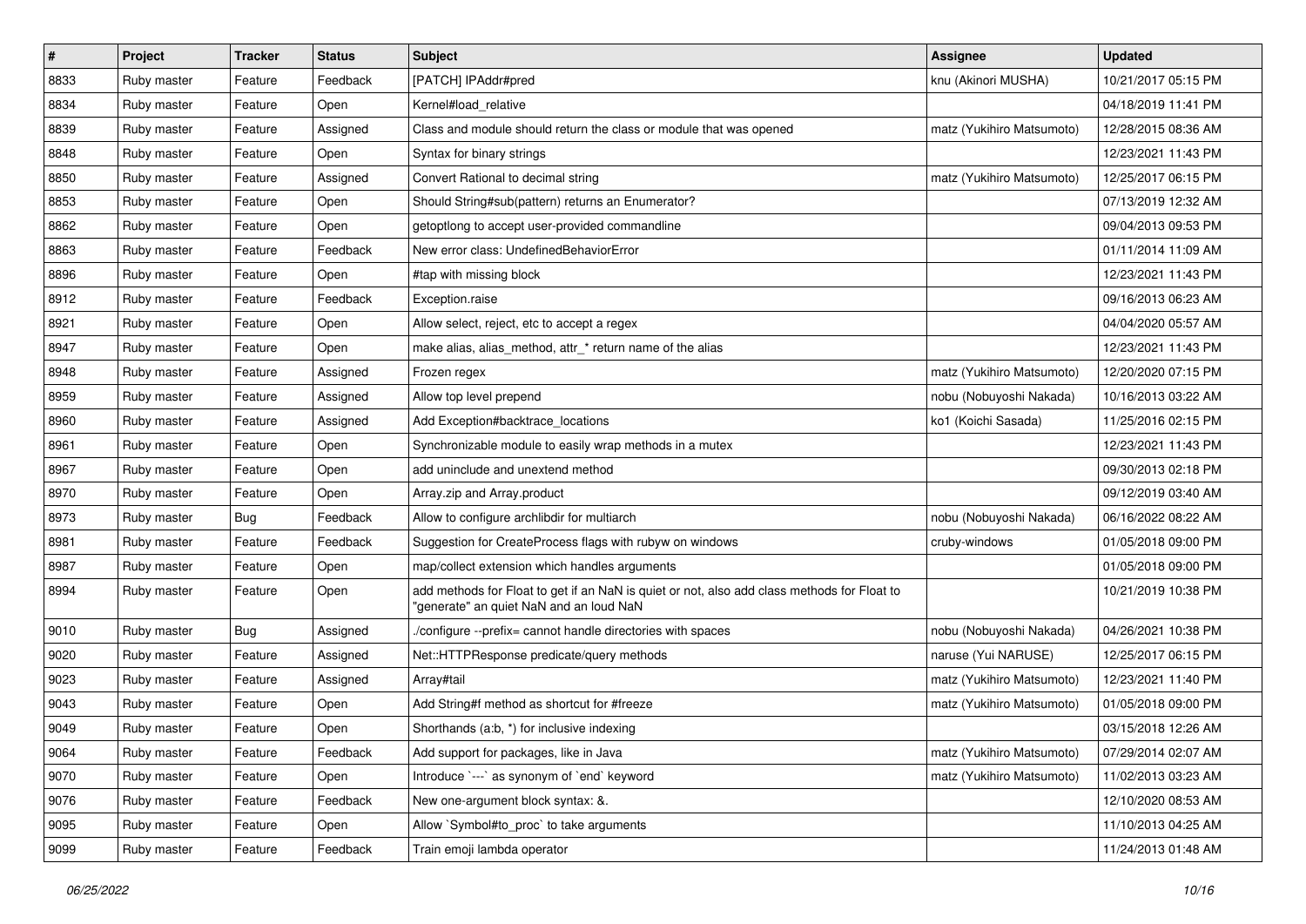| # | Project | Tracker | Status | Subject | Assignee | Updated |
|---|---|---|---|---|---|---|
| 8833 | Ruby master | Feature | Feedback | [PATCH] IPAddr#pred | knu (Akinori MUSHA) | 10/21/2017 05:15 PM |
| 8834 | Ruby master | Feature | Open | Kernel#load_relative | | 04/18/2019 11:41 PM |
| 8839 | Ruby master | Feature | Assigned | Class and module should return the class or module that was opened | matz (Yukihiro Matsumoto) | 12/28/2015 08:36 AM |
| 8848 | Ruby master | Feature | Open | Syntax for binary strings | | 12/23/2021 11:43 PM |
| 8850 | Ruby master | Feature | Assigned | Convert Rational to decimal string | matz (Yukihiro Matsumoto) | 12/25/2017 06:15 PM |
| 8853 | Ruby master | Feature | Open | Should String#sub(pattern) returns an Enumerator? | | 07/13/2019 12:32 AM |
| 8862 | Ruby master | Feature | Open | getoptlong to accept user-provided commandline | | 09/04/2013 09:53 PM |
| 8863 | Ruby master | Feature | Feedback | New error class: UndefinedBehaviorError | | 01/11/2014 11:09 AM |
| 8896 | Ruby master | Feature | Open | #tap with missing block | | 12/23/2021 11:43 PM |
| 8912 | Ruby master | Feature | Feedback | Exception.raise | | 09/16/2013 06:23 AM |
| 8921 | Ruby master | Feature | Open | Allow select, reject, etc to accept a regex | | 04/04/2020 05:57 AM |
| 8947 | Ruby master | Feature | Open | make alias, alias_method, attr_* return name of the alias | | 12/23/2021 11:43 PM |
| 8948 | Ruby master | Feature | Assigned | Frozen regex | matz (Yukihiro Matsumoto) | 12/20/2020 07:15 PM |
| 8959 | Ruby master | Feature | Assigned | Allow top level prepend | nobu (Nobuyoshi Nakada) | 10/16/2013 03:22 AM |
| 8960 | Ruby master | Feature | Assigned | Add Exception#backtrace_locations | ko1 (Koichi Sasada) | 11/25/2016 02:15 PM |
| 8961 | Ruby master | Feature | Open | Synchronizable module to easily wrap methods in a mutex | | 12/23/2021 11:43 PM |
| 8967 | Ruby master | Feature | Open | add uninclude and unextend method | | 09/30/2013 02:18 PM |
| 8970 | Ruby master | Feature | Open | Array.zip and Array.product | | 09/12/2019 03:40 AM |
| 8973 | Ruby master | Bug | Feedback | Allow to configure archlibdir for multiarch | nobu (Nobuyoshi Nakada) | 06/16/2022 08:22 AM |
| 8981 | Ruby master | Feature | Feedback | Suggestion for CreateProcess flags with rubyw on windows | cruby-windows | 01/05/2018 09:00 PM |
| 8987 | Ruby master | Feature | Open | map/collect extension which handles arguments | | 01/05/2018 09:00 PM |
| 8994 | Ruby master | Feature | Open | add methods for Float to get if an NaN is quiet or not, also add class methods for Float to "generate" an quiet NaN and an loud NaN | | 10/21/2019 10:38 PM |
| 9010 | Ruby master | Bug | Assigned | ./configure --prefix= cannot handle directories with spaces | nobu (Nobuyoshi Nakada) | 04/26/2021 10:38 PM |
| 9020 | Ruby master | Feature | Assigned | Net::HTTPResponse predicate/query methods | naruse (Yui NARUSE) | 12/25/2017 06:15 PM |
| 9023 | Ruby master | Feature | Assigned | Array#tail | matz (Yukihiro Matsumoto) | 12/23/2021 11:40 PM |
| 9043 | Ruby master | Feature | Open | Add String#f method as shortcut for #freeze | matz (Yukihiro Matsumoto) | 01/05/2018 09:00 PM |
| 9049 | Ruby master | Feature | Open | Shorthands (a:b, *) for inclusive indexing | | 03/15/2018 12:26 AM |
| 9064 | Ruby master | Feature | Feedback | Add support for packages, like in Java | matz (Yukihiro Matsumoto) | 07/29/2014 02:07 AM |
| 9070 | Ruby master | Feature | Open | Introduce `---` as synonym of `end` keyword | matz (Yukihiro Matsumoto) | 11/02/2013 03:23 AM |
| 9076 | Ruby master | Feature | Feedback | New one-argument block syntax: &. | | 12/10/2020 08:53 AM |
| 9095 | Ruby master | Feature | Open | Allow `Symbol#to_proc` to take arguments | | 11/10/2013 04:25 AM |
| 9099 | Ruby master | Feature | Feedback | Train emoji lambda operator | | 11/24/2013 01:48 AM |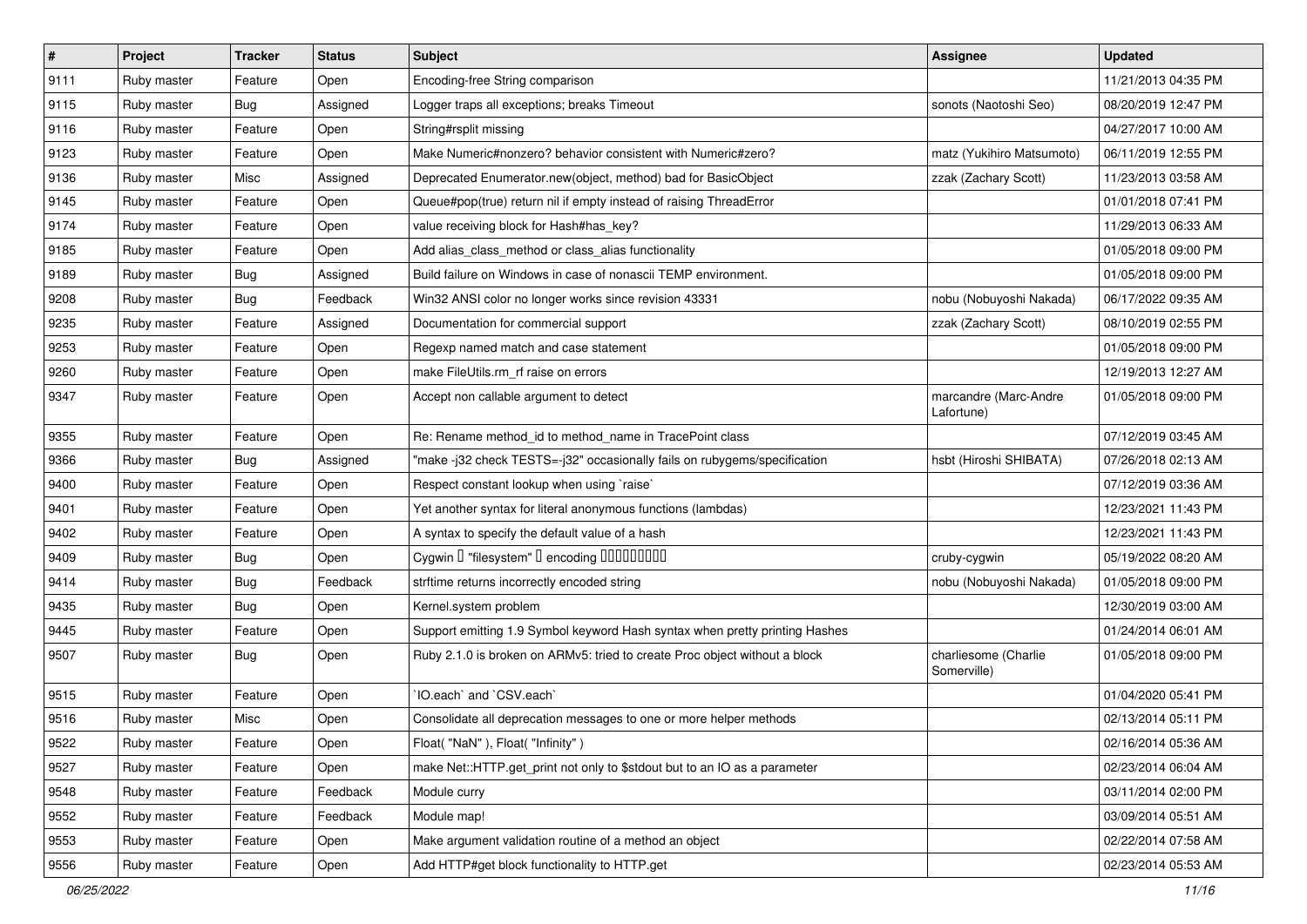| # | Project | Tracker | Status | Subject | Assignee | Updated |
|---|---|---|---|---|---|---|
| 9111 | Ruby master | Feature | Open | Encoding-free String comparison | | 11/21/2013 04:35 PM |
| 9115 | Ruby master | Bug | Assigned | Logger traps all exceptions; breaks Timeout | sonots (Naotoshi Seo) | 08/20/2019 12:47 PM |
| 9116 | Ruby master | Feature | Open | String#rsplit missing | | 04/27/2017 10:00 AM |
| 9123 | Ruby master | Feature | Open | Make Numeric#nonzero? behavior consistent with Numeric#zero? | matz (Yukihiro Matsumoto) | 06/11/2019 12:55 PM |
| 9136 | Ruby master | Misc | Assigned | Deprecated Enumerator.new(object, method) bad for BasicObject | zzak (Zachary Scott) | 11/23/2013 03:58 AM |
| 9145 | Ruby master | Feature | Open | Queue#pop(true) return nil if empty instead of raising ThreadError | | 01/01/2018 07:41 PM |
| 9174 | Ruby master | Feature | Open | value receiving block for Hash#has_key? | | 11/29/2013 06:33 AM |
| 9185 | Ruby master | Feature | Open | Add alias_class_method or class_alias functionality | | 01/05/2018 09:00 PM |
| 9189 | Ruby master | Bug | Assigned | Build failure on Windows in case of nonascii TEMP environment. | | 01/05/2018 09:00 PM |
| 9208 | Ruby master | Bug | Feedback | Win32 ANSI color no longer works since revision 43331 | nobu (Nobuyoshi Nakada) | 06/17/2022 09:35 AM |
| 9235 | Ruby master | Feature | Assigned | Documentation for commercial support | zzak (Zachary Scott) | 08/10/2019 02:55 PM |
| 9253 | Ruby master | Feature | Open | Regexp named match and case statement | | 01/05/2018 09:00 PM |
| 9260 | Ruby master | Feature | Open | make FileUtils.rm_rf raise on errors | | 12/19/2013 12:27 AM |
| 9347 | Ruby master | Feature | Open | Accept non callable argument to detect | marcandre (Marc-Andre Lafortune) | 01/05/2018 09:00 PM |
| 9355 | Ruby master | Feature | Open | Re: Rename method_id to method_name in TracePoint class | | 07/12/2019 03:45 AM |
| 9366 | Ruby master | Bug | Assigned | "make -j32 check TESTS=-j32" occasionally fails on rubygems/specification | hsbt (Hiroshi SHIBATA) | 07/26/2018 02:13 AM |
| 9400 | Ruby master | Feature | Open | Respect constant lookup when using `raise` | | 07/12/2019 03:36 AM |
| 9401 | Ruby master | Feature | Open | Yet another syntax for literal anonymous functions (lambdas) | | 12/23/2021 11:43 PM |
| 9402 | Ruby master | Feature | Open | A syntax to specify the default value of a hash | | 12/23/2021 11:43 PM |
| 9409 | Ruby master | Bug | Open | Cygwin □ "filesystem" □ encoding □□□□□□□□□ | cruby-cygwin | 05/19/2022 08:20 AM |
| 9414 | Ruby master | Bug | Feedback | strftime returns incorrectly encoded string | nobu (Nobuyoshi Nakada) | 01/05/2018 09:00 PM |
| 9435 | Ruby master | Bug | Open | Kernel.system problem | | 12/30/2019 03:00 AM |
| 9445 | Ruby master | Feature | Open | Support emitting 1.9 Symbol keyword Hash syntax when pretty printing Hashes | | 01/24/2014 06:01 AM |
| 9507 | Ruby master | Bug | Open | Ruby 2.1.0 is broken on ARMv5: tried to create Proc object without a block | charliesome (Charlie Somerville) | 01/05/2018 09:00 PM |
| 9515 | Ruby master | Feature | Open | `IO.each` and `CSV.each` | | 01/04/2020 05:41 PM |
| 9516 | Ruby master | Misc | Open | Consolidate all deprecation messages to one or more helper methods | | 02/13/2014 05:11 PM |
| 9522 | Ruby master | Feature | Open | Float( "NaN" ), Float( "Infinity" ) | | 02/16/2014 05:36 AM |
| 9527 | Ruby master | Feature | Open | make Net::HTTP.get_print not only to $stdout but to an IO as a parameter | | 02/23/2014 06:04 AM |
| 9548 | Ruby master | Feature | Feedback | Module curry | | 03/11/2014 02:00 PM |
| 9552 | Ruby master | Feature | Feedback | Module map! | | 03/09/2014 05:51 AM |
| 9553 | Ruby master | Feature | Open | Make argument validation routine of a method an object | | 02/22/2014 07:58 AM |
| 9556 | Ruby master | Feature | Open | Add HTTP#get block functionality to HTTP.get | | 02/23/2014 05:53 AM |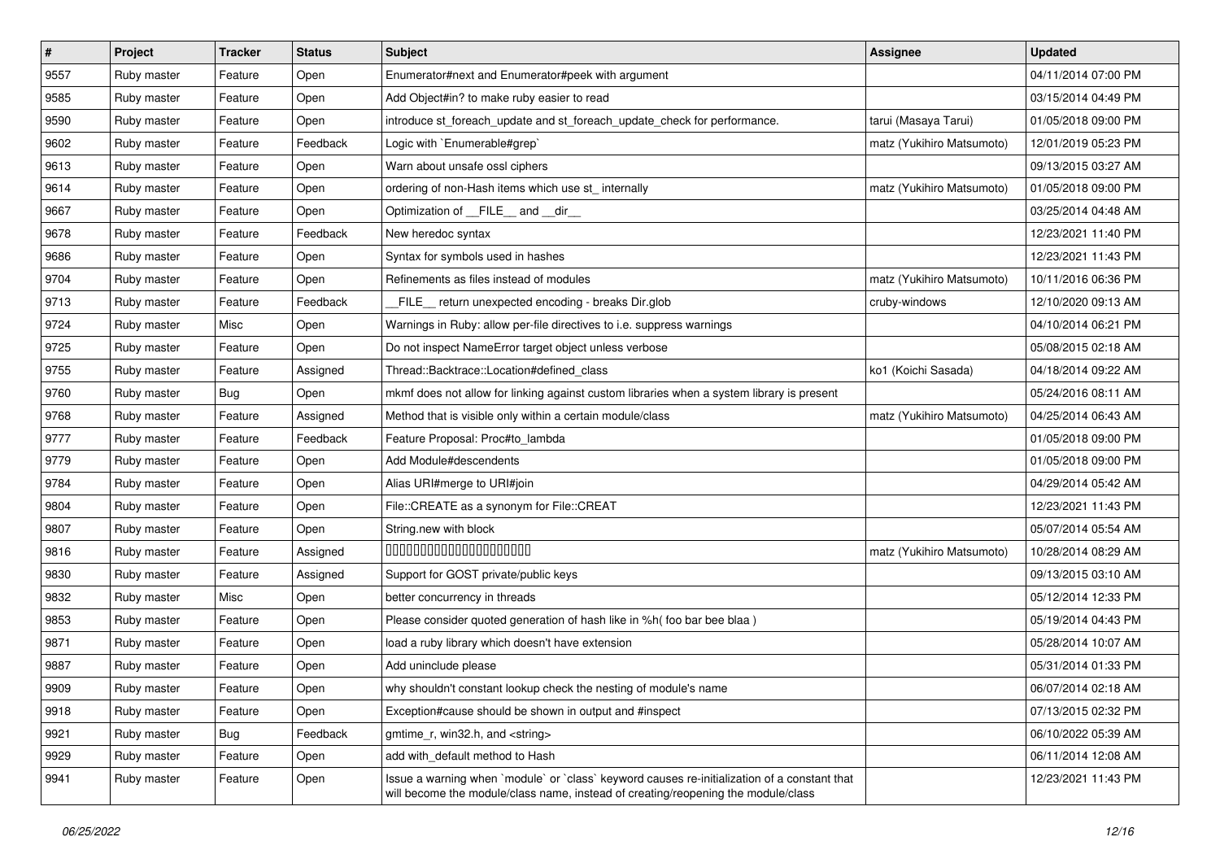| # | Project | Tracker | Status | Subject | Assignee | Updated |
|---|---|---|---|---|---|---|
| 9557 | Ruby master | Feature | Open | Enumerator#next and Enumerator#peek with argument | | 04/11/2014 07:00 PM |
| 9585 | Ruby master | Feature | Open | Add Object#in? to make ruby easier to read | | 03/15/2014 04:49 PM |
| 9590 | Ruby master | Feature | Open | introduce st_foreach_update and st_foreach_update_check for performance. | tarui (Masaya Tarui) | 01/05/2018 09:00 PM |
| 9602 | Ruby master | Feature | Feedback | Logic with `Enumerable#grep` | matz (Yukihiro Matsumoto) | 12/01/2019 05:23 PM |
| 9613 | Ruby master | Feature | Open | Warn about unsafe ossl ciphers | | 09/13/2015 03:27 AM |
| 9614 | Ruby master | Feature | Open | ordering of non-Hash items which use st_ internally | matz (Yukihiro Matsumoto) | 01/05/2018 09:00 PM |
| 9667 | Ruby master | Feature | Open | Optimization of __FILE__ and __dir__ | | 03/25/2014 04:48 AM |
| 9678 | Ruby master | Feature | Feedback | New heredoc syntax | | 12/23/2021 11:40 PM |
| 9686 | Ruby master | Feature | Open | Syntax for symbols used in hashes | | 12/23/2021 11:43 PM |
| 9704 | Ruby master | Feature | Open | Refinements as files instead of modules | matz (Yukihiro Matsumoto) | 10/11/2016 06:36 PM |
| 9713 | Ruby master | Feature | Feedback | __FILE__ return unexpected encoding - breaks Dir.glob | cruby-windows | 12/10/2020 09:13 AM |
| 9724 | Ruby master | Misc | Open | Warnings in Ruby: allow per-file directives to i.e. suppress warnings | | 04/10/2014 06:21 PM |
| 9725 | Ruby master | Feature | Open | Do not inspect NameError target object unless verbose | | 05/08/2015 02:18 AM |
| 9755 | Ruby master | Feature | Assigned | Thread::Backtrace::Location#defined_class | ko1 (Koichi Sasada) | 04/18/2014 09:22 AM |
| 9760 | Ruby master | Bug | Open | mkmf does not allow for linking against custom libraries when a system library is present | | 05/24/2016 08:11 AM |
| 9768 | Ruby master | Feature | Assigned | Method that is visible only within a certain module/class | matz (Yukihiro Matsumoto) | 04/25/2014 06:43 AM |
| 9777 | Ruby master | Feature | Feedback | Feature Proposal: Proc#to_lambda | | 01/05/2018 09:00 PM |
| 9779 | Ruby master | Feature | Open | Add Module#descendents | | 01/05/2018 09:00 PM |
| 9784 | Ruby master | Feature | Open | Alias URI#merge to URI#join | | 04/29/2014 05:42 AM |
| 9804 | Ruby master | Feature | Open | File::CREATE as a synonym for File::CREAT | | 12/23/2021 11:43 PM |
| 9807 | Ruby master | Feature | Open | String.new with block | | 05/07/2014 05:54 AM |
| 9816 | Ruby master | Feature | Assigned | 00000000000000000000000 | matz (Yukihiro Matsumoto) | 10/28/2014 08:29 AM |
| 9830 | Ruby master | Feature | Assigned | Support for GOST private/public keys | | 09/13/2015 03:10 AM |
| 9832 | Ruby master | Misc | Open | better concurrency in threads | | 05/12/2014 12:33 PM |
| 9853 | Ruby master | Feature | Open | Please consider quoted generation of hash like in %h( foo bar bee blaa ) | | 05/19/2014 04:43 PM |
| 9871 | Ruby master | Feature | Open | load a ruby library which doesn't have extension | | 05/28/2014 10:07 AM |
| 9887 | Ruby master | Feature | Open | Add uninclude please | | 05/31/2014 01:33 PM |
| 9909 | Ruby master | Feature | Open | why shouldn't constant lookup check the nesting of module's name | | 06/07/2014 02:18 AM |
| 9918 | Ruby master | Feature | Open | Exception#cause should be shown in output and #inspect | | 07/13/2015 02:32 PM |
| 9921 | Ruby master | Bug | Feedback | gmtime_r, win32.h, and <string> | | 06/10/2022 05:39 AM |
| 9929 | Ruby master | Feature | Open | add with_default method to Hash | | 06/11/2014 12:08 AM |
| 9941 | Ruby master | Feature | Open | Issue a warning when `module` or `class` keyword causes re-initialization of a constant that will become the module/class name, instead of creating/reopening the module/class | | 12/23/2021 11:43 PM |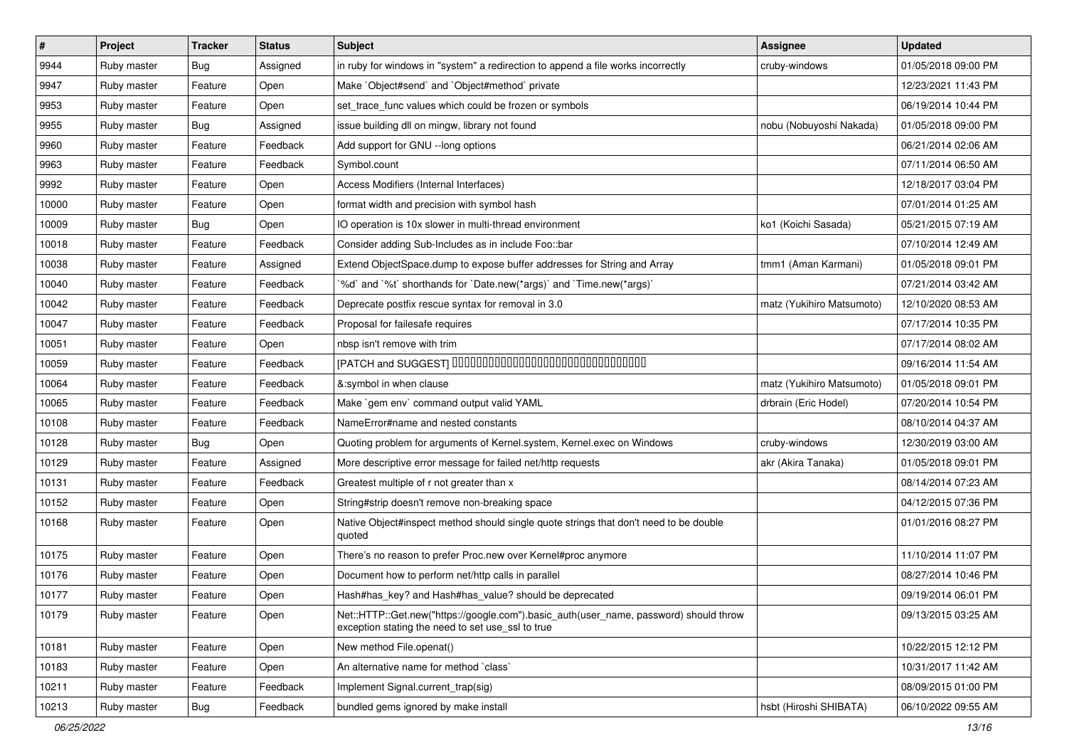| # | Project | Tracker | Status | Subject | Assignee | Updated |
|---|---|---|---|---|---|---|
| 9944 | Ruby master | Bug | Assigned | in ruby for windows in "system" a redirection to append a file works incorrectly | cruby-windows | 01/05/2018 09:00 PM |
| 9947 | Ruby master | Feature | Open | Make `Object#send` and `Object#method` private | | 12/23/2021 11:43 PM |
| 9953 | Ruby master | Feature | Open | set_trace_func values which could be frozen or symbols | | 06/19/2014 10:44 PM |
| 9955 | Ruby master | Bug | Assigned | issue building dll on mingw, library not found | nobu (Nobuyoshi Nakada) | 01/05/2018 09:00 PM |
| 9960 | Ruby master | Feature | Feedback | Add support for GNU --long options | | 06/21/2014 02:06 AM |
| 9963 | Ruby master | Feature | Feedback | Symbol.count | | 07/11/2014 06:50 AM |
| 9992 | Ruby master | Feature | Open | Access Modifiers (Internal Interfaces) | | 12/18/2017 03:04 PM |
| 10000 | Ruby master | Feature | Open | format width and precision with symbol hash | | 07/01/2014 01:25 AM |
| 10009 | Ruby master | Bug | Open | IO operation is 10x slower in multi-thread environment | ko1 (Koichi Sasada) | 05/21/2015 07:19 AM |
| 10018 | Ruby master | Feature | Feedback | Consider adding Sub-Includes as in include Foo::bar | | 07/10/2014 12:49 AM |
| 10038 | Ruby master | Feature | Assigned | Extend ObjectSpace.dump to expose buffer addresses for String and Array | tmm1 (Aman Karmani) | 01/05/2018 09:01 PM |
| 10040 | Ruby master | Feature | Feedback | `%d` and `%t` shorthands for `Date.new(*args)` and `Time.new(*args)` | | 07/21/2014 03:42 AM |
| 10042 | Ruby master | Feature | Feedback | Deprecate postfix rescue syntax for removal in 3.0 | matz (Yukihiro Matsumoto) | 12/10/2020 08:53 AM |
| 10047 | Ruby master | Feature | Feedback | Proposal for failesafe requires | | 07/17/2014 10:35 PM |
| 10051 | Ruby master | Feature | Open | nbsp isn't remove with trim | | 07/17/2014 08:02 AM |
| 10059 | Ruby master | Feature | Feedback | [PATCH and SUGGEST] ������������������������������������ | | 09/16/2014 11:54 AM |
| 10064 | Ruby master | Feature | Feedback | &:symbol in when clause | matz (Yukihiro Matsumoto) | 01/05/2018 09:01 PM |
| 10065 | Ruby master | Feature | Feedback | Make `gem env` command output valid YAML | drbrain (Eric Hodel) | 07/20/2014 10:54 PM |
| 10108 | Ruby master | Feature | Feedback | NameError#name and nested constants | | 08/10/2014 04:37 AM |
| 10128 | Ruby master | Bug | Open | Quoting problem for arguments of Kernel.system, Kernel.exec on Windows | cruby-windows | 12/30/2019 03:00 AM |
| 10129 | Ruby master | Feature | Assigned | More descriptive error message for failed net/http requests | akr (Akira Tanaka) | 01/05/2018 09:01 PM |
| 10131 | Ruby master | Feature | Feedback | Greatest multiple of r not greater than x | | 08/14/2014 07:23 AM |
| 10152 | Ruby master | Feature | Open | String#strip doesn't remove non-breaking space | | 04/12/2015 07:36 PM |
| 10168 | Ruby master | Feature | Open | Native Object#inspect method should single quote strings that don't need to be double quoted | | 01/01/2016 08:27 PM |
| 10175 | Ruby master | Feature | Open | There's no reason to prefer Proc.new over Kernel#proc anymore | | 11/10/2014 11:07 PM |
| 10176 | Ruby master | Feature | Open | Document how to perform net/http calls in parallel | | 08/27/2014 10:46 PM |
| 10177 | Ruby master | Feature | Open | Hash#has_key? and Hash#has_value? should be deprecated | | 09/19/2014 06:01 PM |
| 10179 | Ruby master | Feature | Open | Net::HTTP::Get.new("https://google.com").basic_auth(user_name, password) should throw exception stating the need to set use_ssl to true | | 09/13/2015 03:25 AM |
| 10181 | Ruby master | Feature | Open | New method File.openat() | | 10/22/2015 12:12 PM |
| 10183 | Ruby master | Feature | Open | An alternative name for method `class` | | 10/31/2017 11:42 AM |
| 10211 | Ruby master | Feature | Feedback | Implement Signal.current_trap(sig) | | 08/09/2015 01:00 PM |
| 10213 | Ruby master | Bug | Feedback | bundled gems ignored by make install | hsbt (Hiroshi SHIBATA) | 06/10/2022 09:55 AM |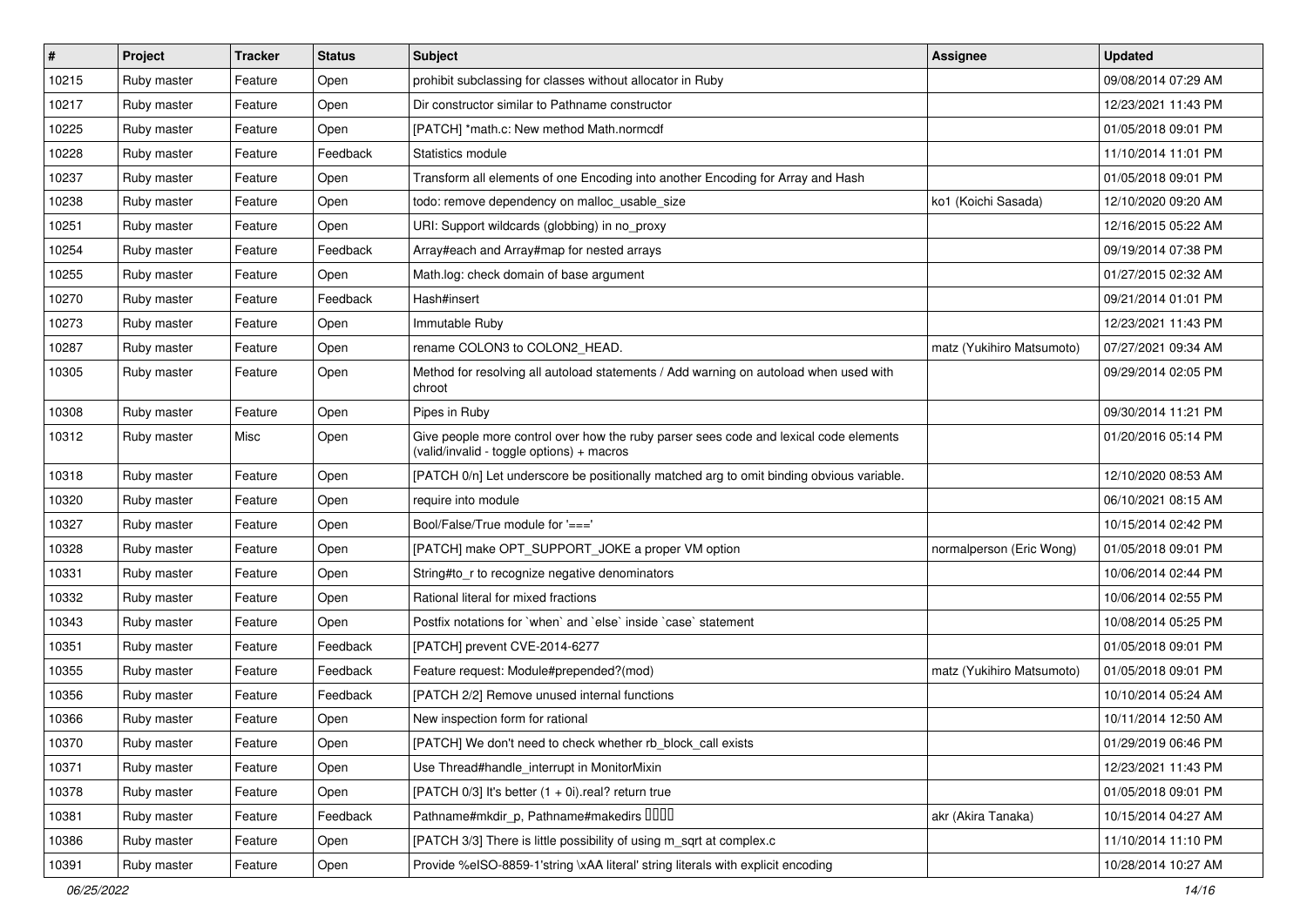| # | Project | Tracker | Status | Subject | Assignee | Updated |
|---|---|---|---|---|---|---|
| 10215 | Ruby master | Feature | Open | prohibit subclassing for classes without allocator in Ruby | | 09/08/2014 07:29 AM |
| 10217 | Ruby master | Feature | Open | Dir constructor similar to Pathname constructor | | 12/23/2021 11:43 PM |
| 10225 | Ruby master | Feature | Open | [PATCH] *math.c: New method Math.normcdf | | 01/05/2018 09:01 PM |
| 10228 | Ruby master | Feature | Feedback | Statistics module | | 11/10/2014 11:01 PM |
| 10237 | Ruby master | Feature | Open | Transform all elements of one Encoding into another Encoding for Array and Hash | | 01/05/2018 09:01 PM |
| 10238 | Ruby master | Feature | Open | todo: remove dependency on malloc_usable_size | ko1 (Koichi Sasada) | 12/10/2020 09:20 AM |
| 10251 | Ruby master | Feature | Open | URI: Support wildcards (globbing) in no_proxy | | 12/16/2015 05:22 AM |
| 10254 | Ruby master | Feature | Feedback | Array#each and Array#map for nested arrays | | 09/19/2014 07:38 PM |
| 10255 | Ruby master | Feature | Open | Math.log: check domain of base argument | | 01/27/2015 02:32 AM |
| 10270 | Ruby master | Feature | Feedback | Hash#insert | | 09/21/2014 01:01 PM |
| 10273 | Ruby master | Feature | Open | Immutable Ruby | | 12/23/2021 11:43 PM |
| 10287 | Ruby master | Feature | Open | rename COLON3 to COLON2_HEAD. | matz (Yukihiro Matsumoto) | 07/27/2021 09:34 AM |
| 10305 | Ruby master | Feature | Open | Method for resolving all autoload statements / Add warning on autoload when used with chroot | | 09/29/2014 02:05 PM |
| 10308 | Ruby master | Feature | Open | Pipes in Ruby | | 09/30/2014 11:21 PM |
| 10312 | Ruby master | Misc | Open | Give people more control over how the ruby parser sees code and lexical code elements (valid/invalid - toggle options) + macros | | 01/20/2016 05:14 PM |
| 10318 | Ruby master | Feature | Open | [PATCH 0/n] Let underscore be positionally matched arg to omit binding obvious variable. | | 12/10/2020 08:53 AM |
| 10320 | Ruby master | Feature | Open | require into module | | 06/10/2021 08:15 AM |
| 10327 | Ruby master | Feature | Open | Bool/False/True module for '===' | | 10/15/2014 02:42 PM |
| 10328 | Ruby master | Feature | Open | [PATCH] make OPT_SUPPORT_JOKE a proper VM option | normalperson (Eric Wong) | 01/05/2018 09:01 PM |
| 10331 | Ruby master | Feature | Open | String#to_r to recognize negative denominators | | 10/06/2014 02:44 PM |
| 10332 | Ruby master | Feature | Open | Rational literal for mixed fractions | | 10/06/2014 02:55 PM |
| 10343 | Ruby master | Feature | Open | Postfix notations for `when` and `else` inside `case` statement | | 10/08/2014 05:25 PM |
| 10351 | Ruby master | Feature | Feedback | [PATCH] prevent CVE-2014-6277 | | 01/05/2018 09:01 PM |
| 10355 | Ruby master | Feature | Feedback | Feature request: Module#prepended?(mod) | matz (Yukihiro Matsumoto) | 01/05/2018 09:01 PM |
| 10356 | Ruby master | Feature | Feedback | [PATCH 2/2] Remove unused internal functions | | 10/10/2014 05:24 AM |
| 10366 | Ruby master | Feature | Open | New inspection form for rational | | 10/11/2014 12:50 AM |
| 10370 | Ruby master | Feature | Open | [PATCH] We don't need to check whether rb_block_call exists | | 01/29/2019 06:46 PM |
| 10371 | Ruby master | Feature | Open | Use Thread#handle_interrupt in MonitorMixin | | 12/23/2021 11:43 PM |
| 10378 | Ruby master | Feature | Open | [PATCH 0/3] It's better (1 + 0i).real? return true | | 01/05/2018 09:01 PM |
| 10381 | Ruby master | Feature | Feedback | Pathname#mkdir_p, Pathname#makedirs ���� | akr (Akira Tanaka) | 10/15/2014 04:27 AM |
| 10386 | Ruby master | Feature | Open | [PATCH 3/3] There is little possibility of using m_sqrt at complex.c | | 11/10/2014 11:10 PM |
| 10391 | Ruby master | Feature | Open | Provide %eISO-8859-1'string \xAA literal' string literals with explicit encoding | | 10/28/2014 10:27 AM |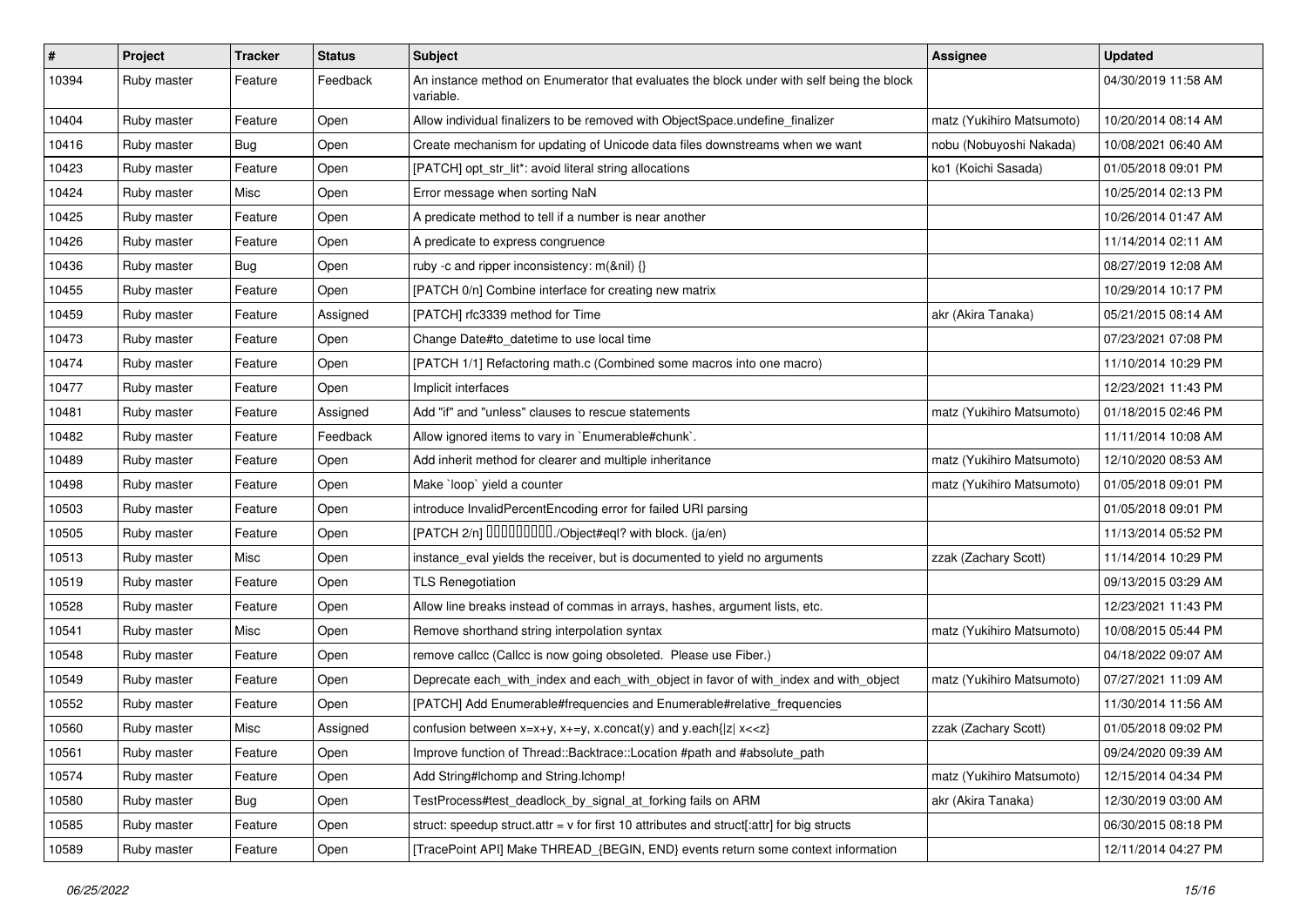| # | Project | Tracker | Status | Subject | Assignee | Updated |
|---|---|---|---|---|---|---|
| 10394 | Ruby master | Feature | Feedback | An instance method on Enumerator that evaluates the block under with self being the block variable. |  | 04/30/2019 11:58 AM |
| 10404 | Ruby master | Feature | Open | Allow individual finalizers to be removed with ObjectSpace.undefine_finalizer | matz (Yukihiro Matsumoto) | 10/20/2014 08:14 AM |
| 10416 | Ruby master | Bug | Open | Create mechanism for updating of Unicode data files downstreams when we want | nobu (Nobuyoshi Nakada) | 10/08/2021 06:40 AM |
| 10423 | Ruby master | Feature | Open | [PATCH] opt_str_lit*: avoid literal string allocations | ko1 (Koichi Sasada) | 01/05/2018 09:01 PM |
| 10424 | Ruby master | Misc | Open | Error message when sorting NaN |  | 10/25/2014 02:13 PM |
| 10425 | Ruby master | Feature | Open | A predicate method to tell if a number is near another |  | 10/26/2014 01:47 AM |
| 10426 | Ruby master | Feature | Open | A predicate to express congruence |  | 11/14/2014 02:11 AM |
| 10436 | Ruby master | Bug | Open | ruby -c and ripper inconsistency: m(&nil) {} |  | 08/27/2019 12:08 AM |
| 10455 | Ruby master | Feature | Open | [PATCH 0/n] Combine interface for creating new matrix |  | 10/29/2014 10:17 PM |
| 10459 | Ruby master | Feature | Assigned | [PATCH] rfc3339 method for Time | akr (Akira Tanaka) | 05/21/2015 08:14 AM |
| 10473 | Ruby master | Feature | Open | Change Date#to_datetime to use local time |  | 07/23/2021 07:08 PM |
| 10474 | Ruby master | Feature | Open | [PATCH 1/1] Refactoring math.c (Combined some macros into one macro) |  | 11/10/2014 10:29 PM |
| 10477 | Ruby master | Feature | Open | Implicit interfaces |  | 12/23/2021 11:43 PM |
| 10481 | Ruby master | Feature | Assigned | Add "if" and "unless" clauses to rescue statements | matz (Yukihiro Matsumoto) | 01/18/2015 02:46 PM |
| 10482 | Ruby master | Feature | Feedback | Allow ignored items to vary in `Enumerable#chunk`. |  | 11/11/2014 10:08 AM |
| 10489 | Ruby master | Feature | Open | Add inherit method for clearer and multiple inheritance | matz (Yukihiro Matsumoto) | 12/10/2020 08:53 AM |
| 10498 | Ruby master | Feature | Open | Make `loop` yield a counter | matz (Yukihiro Matsumoto) | 01/05/2018 09:01 PM |
| 10503 | Ruby master | Feature | Open | introduce InvalidPercentEncoding error for failed URI parsing |  | 01/05/2018 09:01 PM |
| 10505 | Ruby master | Feature | Open | [PATCH 2/n] ���������./Object#eql? with block. (ja/en) |  | 11/13/2014 05:52 PM |
| 10513 | Ruby master | Misc | Open | instance_eval yields the receiver, but is documented to yield no arguments | zzak (Zachary Scott) | 11/14/2014 10:29 PM |
| 10519 | Ruby master | Feature | Open | TLS Renegotiation |  | 09/13/2015 03:29 AM |
| 10528 | Ruby master | Feature | Open | Allow line breaks instead of commas in arrays, hashes, argument lists, etc. |  | 12/23/2021 11:43 PM |
| 10541 | Ruby master | Misc | Open | Remove shorthand string interpolation syntax | matz (Yukihiro Matsumoto) | 10/08/2015 05:44 PM |
| 10548 | Ruby master | Feature | Open | remove callcc (Callcc is now going obsoleted. Please use Fiber.) |  | 04/18/2022 09:07 AM |
| 10549 | Ruby master | Feature | Open | Deprecate each_with_index and each_with_object in favor of with_index and with_object | matz (Yukihiro Matsumoto) | 07/27/2021 11:09 AM |
| 10552 | Ruby master | Feature | Open | [PATCH] Add Enumerable#frequencies and Enumerable#relative_frequencies |  | 11/30/2014 11:56 AM |
| 10560 | Ruby master | Misc | Assigned | confusion between x=x+y, x+=y, x.concat(y) and y.each{\|z\| x<<z} | zzak (Zachary Scott) | 01/05/2018 09:02 PM |
| 10561 | Ruby master | Feature | Open | Improve function of Thread::Backtrace::Location #path and #absolute_path |  | 09/24/2020 09:39 AM |
| 10574 | Ruby master | Feature | Open | Add String#lchomp and String.lchomp! | matz (Yukihiro Matsumoto) | 12/15/2014 04:34 PM |
| 10580 | Ruby master | Bug | Open | TestProcess#test_deadlock_by_signal_at_forking fails on ARM | akr (Akira Tanaka) | 12/30/2019 03:00 AM |
| 10585 | Ruby master | Feature | Open | struct: speedup struct.attr = v for first 10 attributes and struct[:attr] for big structs |  | 06/30/2015 08:18 PM |
| 10589 | Ruby master | Feature | Open | [TracePoint API] Make THREAD_{BEGIN, END} events return some context information |  | 12/11/2014 04:27 PM |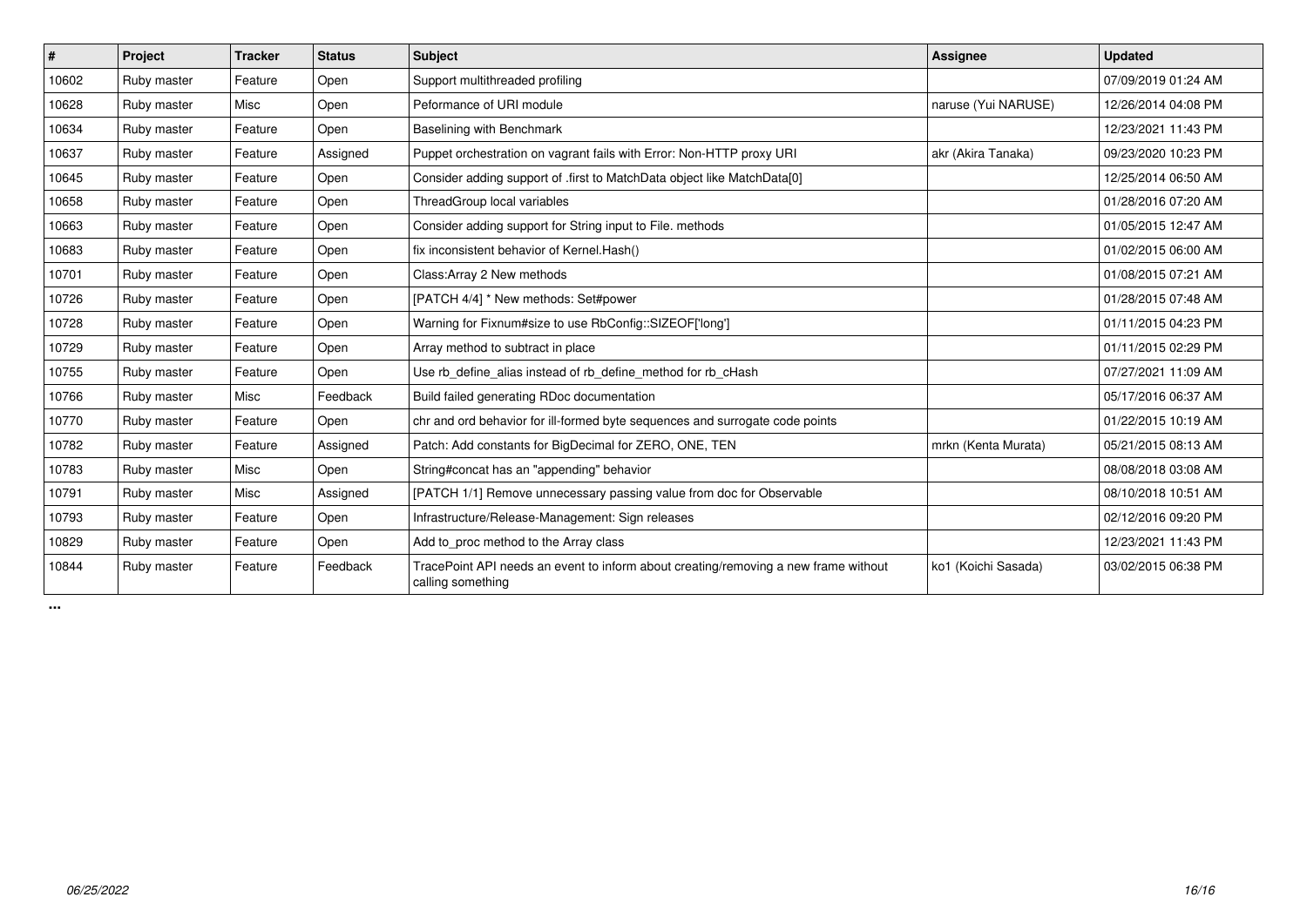| # | Project | Tracker | Status | Subject | Assignee | Updated |
|---|---|---|---|---|---|---|
| 10602 | Ruby master | Feature | Open | Support multithreaded profiling | | 07/09/2019 01:24 AM |
| 10628 | Ruby master | Misc | Open | Peformance of URI module | naruse (Yui NARUSE) | 12/26/2014 04:08 PM |
| 10634 | Ruby master | Feature | Open | Baselining with Benchmark | | 12/23/2021 11:43 PM |
| 10637 | Ruby master | Feature | Assigned | Puppet orchestration on vagrant fails with Error: Non-HTTP proxy URI | akr (Akira Tanaka) | 09/23/2020 10:23 PM |
| 10645 | Ruby master | Feature | Open | Consider adding support of .first to MatchData object like MatchData[0] | | 12/25/2014 06:50 AM |
| 10658 | Ruby master | Feature | Open | ThreadGroup local variables | | 01/28/2016 07:20 AM |
| 10663 | Ruby master | Feature | Open | Consider adding support for String input to File. methods | | 01/05/2015 12:47 AM |
| 10683 | Ruby master | Feature | Open | fix inconsistent behavior of Kernel.Hash() | | 01/02/2015 06:00 AM |
| 10701 | Ruby master | Feature | Open | Class:Array 2 New methods | | 01/08/2015 07:21 AM |
| 10726 | Ruby master | Feature | Open | [PATCH 4/4] * New methods: Set#power | | 01/28/2015 07:48 AM |
| 10728 | Ruby master | Feature | Open | Warning for Fixnum#size to use RbConfig::SIZEOF['long'] | | 01/11/2015 04:23 PM |
| 10729 | Ruby master | Feature | Open | Array method to subtract in place | | 01/11/2015 02:29 PM |
| 10755 | Ruby master | Feature | Open | Use rb_define_alias instead of rb_define_method for rb_cHash | | 07/27/2021 11:09 AM |
| 10766 | Ruby master | Misc | Feedback | Build failed generating RDoc documentation | | 05/17/2016 06:37 AM |
| 10770 | Ruby master | Feature | Open | chr and ord behavior for ill-formed byte sequences and surrogate code points | | 01/22/2015 10:19 AM |
| 10782 | Ruby master | Feature | Assigned | Patch: Add constants for BigDecimal for ZERO, ONE, TEN | mrkn (Kenta Murata) | 05/21/2015 08:13 AM |
| 10783 | Ruby master | Misc | Open | String#concat has an "appending" behavior | | 08/08/2018 03:08 AM |
| 10791 | Ruby master | Misc | Assigned | [PATCH 1/1] Remove unnecessary passing value from doc for Observable | | 08/10/2018 10:51 AM |
| 10793 | Ruby master | Feature | Open | Infrastructure/Release-Management: Sign releases | | 02/12/2016 09:20 PM |
| 10829 | Ruby master | Feature | Open | Add to_proc method to the Array class | | 12/23/2021 11:43 PM |
| 10844 | Ruby master | Feature | Feedback | TracePoint API needs an event to inform about creating/removing a new frame without calling something | ko1 (Koichi Sasada) | 03/02/2015 06:38 PM |

...